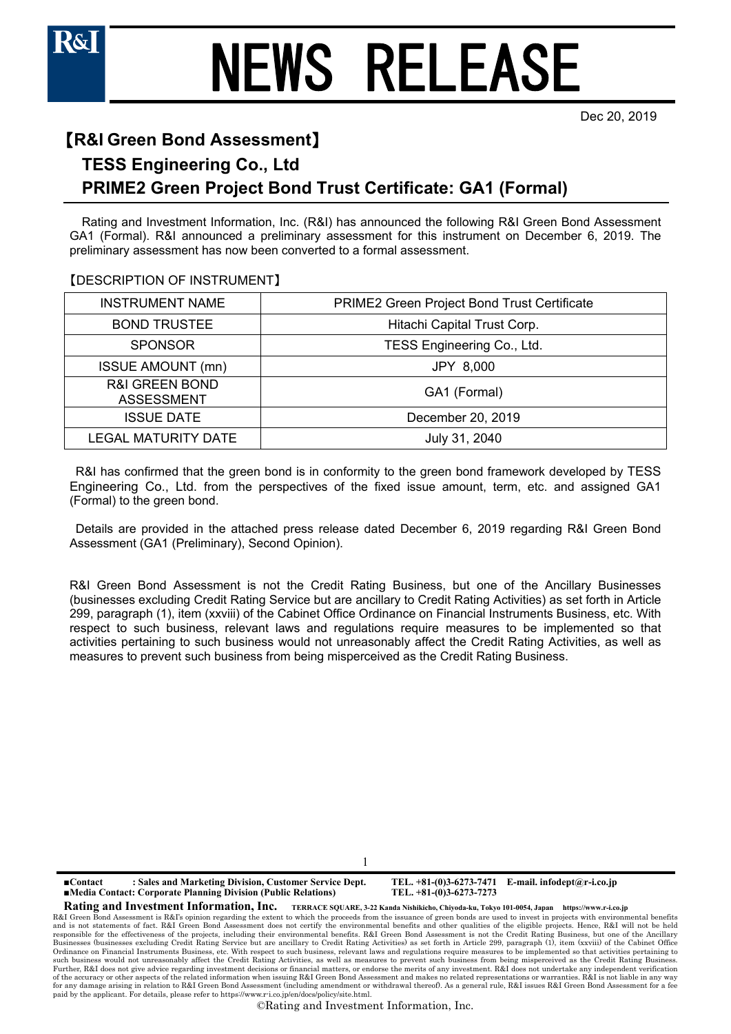# NEWS RELEASE

Dec 20, 2019

## 【R&I Green Bond Assessment】

## TESS Engineering Co., Ltd

## PRIME2 Green Project Bond Trust Certificate: GA1 (Formal)

Rating and Investment Information, Inc. (R&I) has announced the following R&I Green Bond Assessment GA1 (Formal). R&I announced a preliminary assessment for this instrument on December 6, 2019. The preliminary assessment has now been converted to a formal assessment.

【DESCRIPTION OF INSTRUMENT】

| INSTRUMENT NAME | PRIME2 Green Project Bond Trust Certificate |
|---|---|
| BOND TRUSTEE | Hitachi Capital Trust Corp. |
| SPONSOR | TESS Engineering Co., Ltd. |
| ISSUE AMOUNT (mn) | JPY 8,000 |
| R&I GREEN BOND ASSESSMENT | GA1 (Formal) |
| ISSUE DATE | December 20, 2019 |
| LEGAL MATURITY DATE | July 31, 2040 |

R&I has confirmed that the green bond is in conformity to the green bond framework developed by TESS Engineering Co., Ltd. from the perspectives of the fixed issue amount, term, etc. and assigned GA1 (Formal) to the green bond.

Details are provided in the attached press release dated December 6, 2019 regarding R&I Green Bond Assessment (GA1 (Preliminary), Second Opinion).

R&I Green Bond Assessment is not the Credit Rating Business, but one of the Ancillary Businesses (businesses excluding Credit Rating Service but are ancillary to Credit Rating Activities) as set forth in Article 299, paragraph (1), item (xxviii) of the Cabinet Office Ordinance on Financial Instruments Business, etc. With respect to such business, relevant laws and regulations require measures to be implemented so that activities pertaining to such business would not unreasonably affect the Credit Rating Activities, as well as measures to prevent such business from being misperceived as the Credit Rating Business.

■Contact : Sales and Marketing Division, Customer Service Dept. TEL. +81-(0)3-6273-7471 E-mail. infodept@r-i.co.jp
■Media Contact: Corporate Planning Division (Public Relations) TEL. +81-(0)3-6273-7273

**Rating and Investment Information, Inc.** TERRACE SQUARE, 3-22 Kanda Nishikicho, Chiyoda-ku, Tokyo 101-0054, Japan https://www.r-i.co.jp

R&I Green Bond Assessment is R&I's opinion regarding the extent to which the proceeds from the issuance of green bonds are used to invest in projects with environmental benefits and is not statements of fact. R&I Green Bond Assessment does not certify the environmental benefits and other qualities of the eligible projects. Hence, R&I will not be held responsible for the effectiveness of the projects, including their environmental benefits. R&I Green Bond Assessment is not the Credit Rating Business, but one of the Ancillary Businesses (businesses excluding Credit Rating Service but are ancillary to Credit Rating Activities) as set forth in Article 299, paragraph (1), item (xxviii) of the Cabinet Office Ordinance on Financial Instruments Business, etc. With respect to such business, relevant laws and regulations require measures to be implemented so that activities pertaining to such business would not unreasonably affect the Credit Rating Activities, as well as measures to prevent such business from being misperceived as the Credit Rating Business. Further, R&I does not give advice regarding investment decisions or financial matters, or endorse the merits of any investment. R&I does not undertake any independent verification of the accuracy or other aspects of the related information when issuing R&I Green Bond Assessment and makes no related representations or warranties. R&I is not liable in any way for any damage arising in relation to R&I Green Bond Assessment (including amendment or withdrawal thereof). As a general rule, R&I issues R&I Green Bond Assessment for a fee paid by the applicant. For details, please refer to https://www.r-i.co.jp/en/docs/policy/site.html.

©Rating and Investment Information, Inc.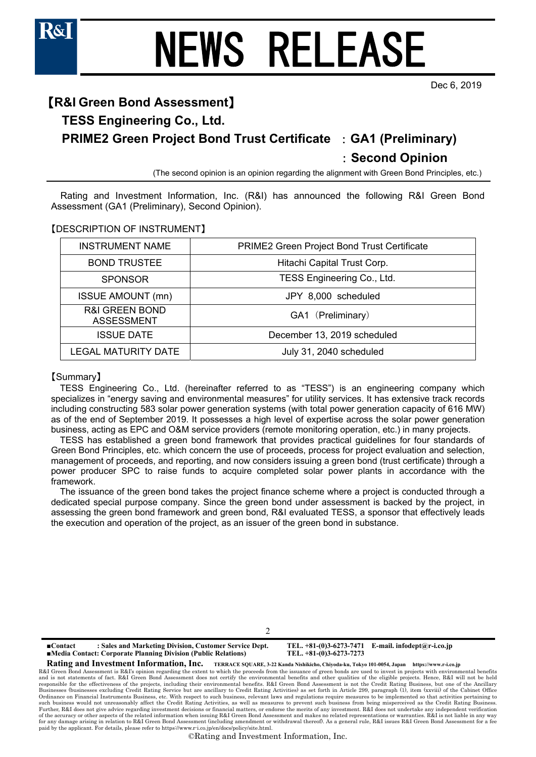# NEWS RELEASE

Dec 6, 2019

## 【R&I Green Bond Assessment】

### TESS Engineering Co., Ltd.

### PRIME2 Green Project Bond Trust Certificate ：GA1 (Preliminary)

### ：Second Opinion

(The second opinion is an opinion regarding the alignment with Green Bond Principles, etc.)

Rating and Investment Information, Inc. (R&I) has announced the following R&I Green Bond Assessment (GA1 (Preliminary), Second Opinion).

【DESCRIPTION OF INSTRUMENT】

| INSTRUMENT NAME | PRIME2 Green Project Bond Trust Certificate |
|---|---|
| BOND TRUSTEE | Hitachi Capital Trust Corp. |
| SPONSOR | TESS Engineering Co., Ltd. |
| ISSUE AMOUNT (mn) | JPY 8,000 scheduled |
| R&I GREEN BOND ASSESSMENT | GA1（Preliminary） |
| ISSUE DATE | December 13, 2019 scheduled |
| LEGAL MATURITY DATE | July 31, 2040 scheduled |

【Summary】

TESS Engineering Co., Ltd. (hereinafter referred to as "TESS") is an engineering company which specializes in "energy saving and environmental measures" for utility services. It has extensive track records including constructing 583 solar power generation systems (with total power generation capacity of 616 MW) as of the end of September 2019. It possesses a high level of expertise across the solar power generation business, acting as EPC and O&M service providers (remote monitoring operation, etc.) in many projects.

TESS has established a green bond framework that provides practical guidelines for four standards of Green Bond Principles, etc. which concern the use of proceeds, process for project evaluation and selection, management of proceeds, and reporting, and now considers issuing a green bond (trust certificate) through a power producer SPC to raise funds to acquire completed solar power plants in accordance with the framework.

The issuance of the green bond takes the project finance scheme where a project is conducted through a dedicated special purpose company. Since the green bond under assessment is backed by the project, in assessing the green bond framework and green bond, R&I evaluated TESS, a sponsor that effectively leads the execution and operation of the project, as an issuer of the green bond in substance.

■Contact : Sales and Marketing Division, Customer Service Dept. TEL. +81-(0)3-6273-7471 E-mail. infodept@r-i.co.jp
■Media Contact: Corporate Planning Division (Public Relations) TEL. +81-(0)3-6273-7273

**Rating and Investment Information, Inc.** TERRACE SQUARE, 3-22 Kanda Nishikicho, Chiyoda-ku, Tokyo 101-0054, Japan https://www.r-i.co.jp

R&I Green Bond Assessment is R&I's opinion regarding the extent to which the proceeds from the issuance of green bonds are used to invest in projects with environmental benefits and is not statements of fact. R&I Green Bond Assessment does not certify the environmental benefits and other qualities of the eligible projects. Hence, R&I will not be held responsible for the effectiveness of the projects, including their environmental benefits. R&I Green Bond Assessment is not the Credit Rating Business, but one of the Ancillary Businesses (businesses excluding Credit Rating Service but are ancillary to Credit Rating Activities) as set forth in Article 299, paragraph (1), item (xxviii) of the Cabinet Office Ordinance on Financial Instruments Business, etc. With respect to such business, relevant laws and regulations require measures to be implemented so that activities pertaining to such business would not unreasonably affect the Credit Rating Activities, as well as measures to prevent such business from being misperceived as the Credit Rating Business. Further, R&I does not give advice regarding investment decisions or financial matters, or endorse the merits of any investment. R&I does not undertake any independent verification of the accuracy or other aspects of the related information when issuing R&I Green Bond Assessment and makes no related representations or warranties. R&I is not liable in any way for any damage arising in relation to R&I Green Bond Assessment (including amendment or withdrawal thereof). As a general rule, R&I issues R&I Green Bond Assessment for a fee paid by the applicant. For details, please refer to https://www.r-i.co.jp/en/docs/policy/site.html.

©Rating and Investment Information, Inc.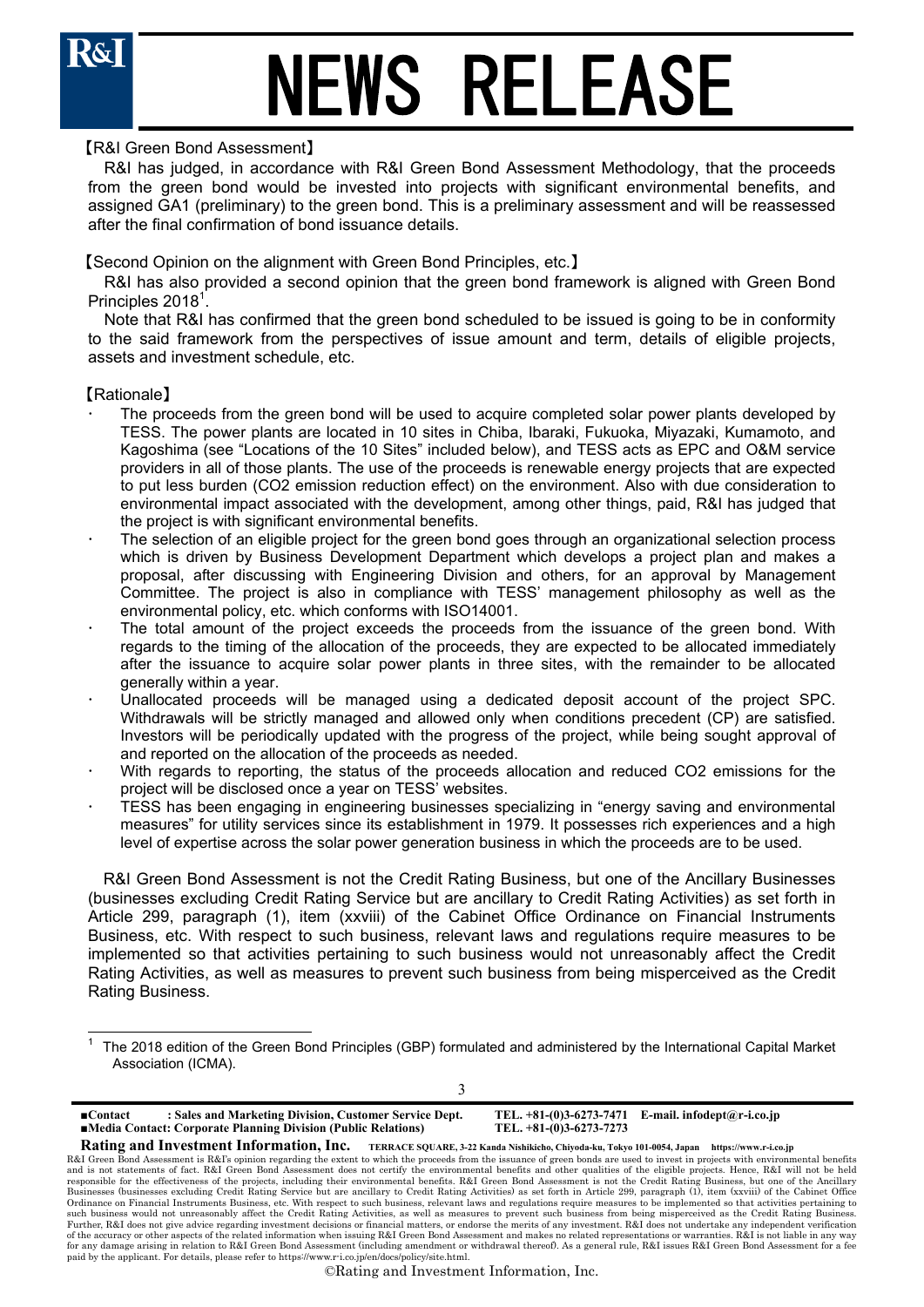【R&I Green Bond Assessment】

R&I has judged, in accordance with R&I Green Bond Assessment Methodology, that the proceeds from the green bond would be invested into projects with significant environmental benefits, and assigned GA1 (preliminary) to the green bond. This is a preliminary assessment and will be reassessed after the final confirmation of bond issuance details.

【Second Opinion on the alignment with Green Bond Principles, etc.】

R&I has also provided a second opinion that the green bond framework is aligned with Green Bond Principles 2018[1].

Note that R&I has confirmed that the green bond scheduled to be issued is going to be in conformity to the said framework from the perspectives of issue amount and term, details of eligible projects, assets and investment schedule, etc.

【Rationale】

- The proceeds from the green bond will be used to acquire completed solar power plants developed by TESS. The power plants are located in 10 sites in Chiba, Ibaraki, Fukuoka, Miyazaki, Kumamoto, and Kagoshima (see "Locations of the 10 Sites" included below), and TESS acts as EPC and O&M service providers in all of those plants. The use of the proceeds is renewable energy projects that are expected to put less burden (CO2 emission reduction effect) on the environment. Also with due consideration to environmental impact associated with the development, among other things, paid, R&I has judged that the project is with significant environmental benefits.
- The selection of an eligible project for the green bond goes through an organizational selection process which is driven by Business Development Department which develops a project plan and makes a proposal, after discussing with Engineering Division and others, for an approval by Management Committee. The project is also in compliance with TESS' management philosophy as well as the environmental policy, etc. which conforms with ISO14001.
- The total amount of the project exceeds the proceeds from the issuance of the green bond. With regards to the timing of the allocation of the proceeds, they are expected to be allocated immediately after the issuance to acquire solar power plants in three sites, with the remainder to be allocated generally within a year.
- Unallocated proceeds will be managed using a dedicated deposit account of the project SPC. Withdrawals will be strictly managed and allowed only when conditions precedent (CP) are satisfied. Investors will be periodically updated with the progress of the project, while being sought approval of and reported on the allocation of the proceeds as needed.
- With regards to reporting, the status of the proceeds allocation and reduced CO2 emissions for the project will be disclosed once a year on TESS' websites.
- TESS has been engaging in engineering businesses specializing in "energy saving and environmental measures" for utility services since its establishment in 1979. It possesses rich experiences and a high level of expertise across the solar power generation business in which the proceeds are to be used.

R&I Green Bond Assessment is not the Credit Rating Business, but one of the Ancillary Businesses (businesses excluding Credit Rating Service but are ancillary to Credit Rating Activities) as set forth in Article 299, paragraph (1), item (xxviii) of the Cabinet Office Ordinance on Financial Instruments Business, etc. With respect to such business, relevant laws and regulations require measures to be implemented so that activities pertaining to such business would not unreasonably affect the Credit Rating Activities, as well as measures to prevent such business from being misperceived as the Credit Rating Business.

[1] The 2018 edition of the Green Bond Principles (GBP) formulated and administered by the International Capital Market Association (ICMA).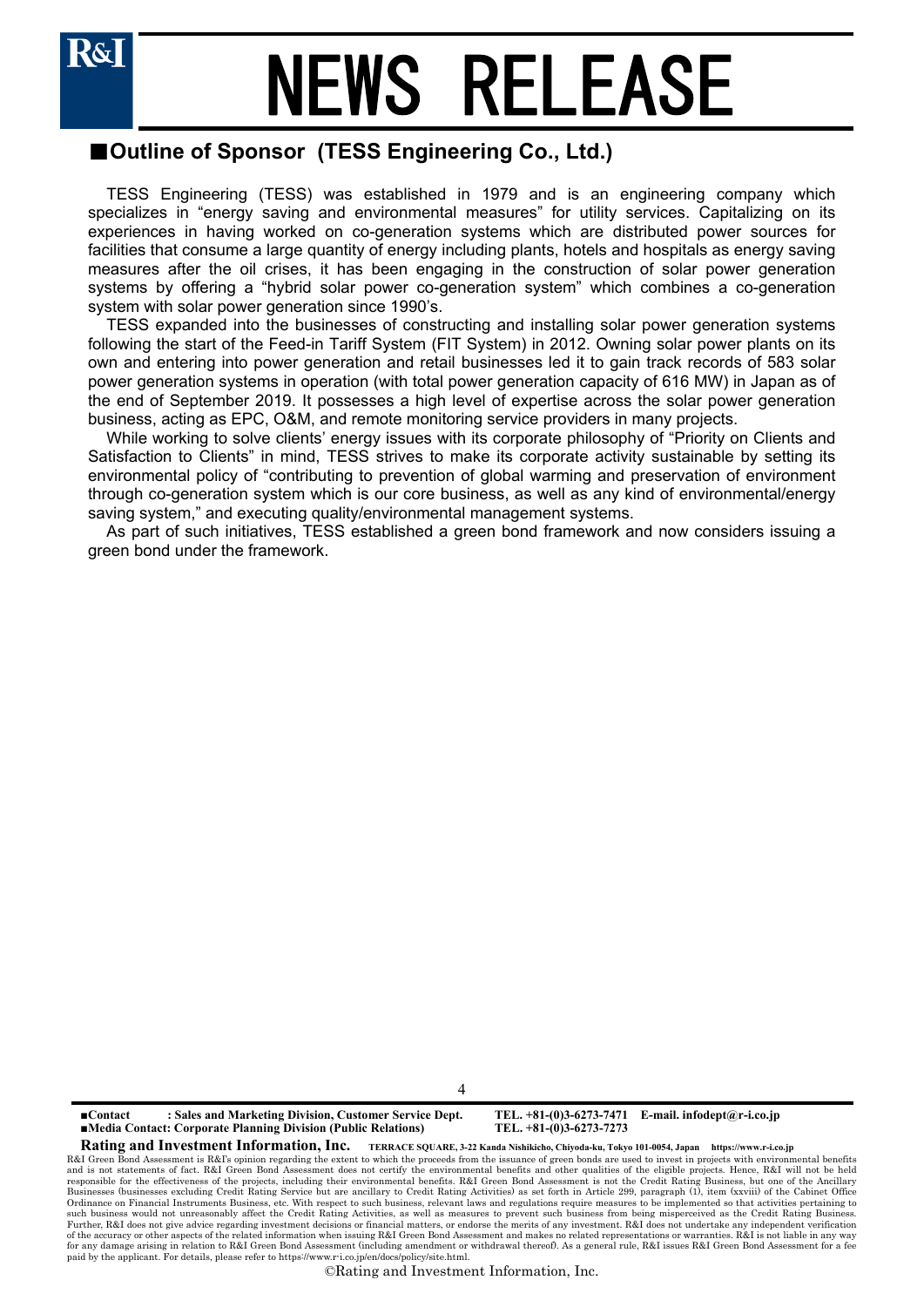## ■Outline of Sponsor (TESS Engineering Co., Ltd.)

TESS Engineering (TESS) was established in 1979 and is an engineering company which specializes in "energy saving and environmental measures" for utility services. Capitalizing on its experiences in having worked on co-generation systems which are distributed power sources for facilities that consume a large quantity of energy including plants, hotels and hospitals as energy saving measures after the oil crises, it has been engaging in the construction of solar power generation systems by offering a "hybrid solar power co-generation system" which combines a co-generation system with solar power generation since 1990's.

TESS expanded into the businesses of constructing and installing solar power generation systems following the start of the Feed-in Tariff System (FIT System) in 2012. Owning solar power plants on its own and entering into power generation and retail businesses led it to gain track records of 583 solar power generation systems in operation (with total power generation capacity of 616 MW) in Japan as of the end of September 2019. It possesses a high level of expertise across the solar power generation business, acting as EPC, O&M, and remote monitoring service providers in many projects.

While working to solve clients' energy issues with its corporate philosophy of "Priority on Clients and Satisfaction to Clients" in mind, TESS strives to make its corporate activity sustainable by setting its environmental policy of "contributing to prevention of global warming and preservation of environment through co-generation system which is our core business, as well as any kind of environmental/energy saving system," and executing quality/environmental management systems.

As part of such initiatives, TESS established a green bond framework and now considers issuing a green bond under the framework.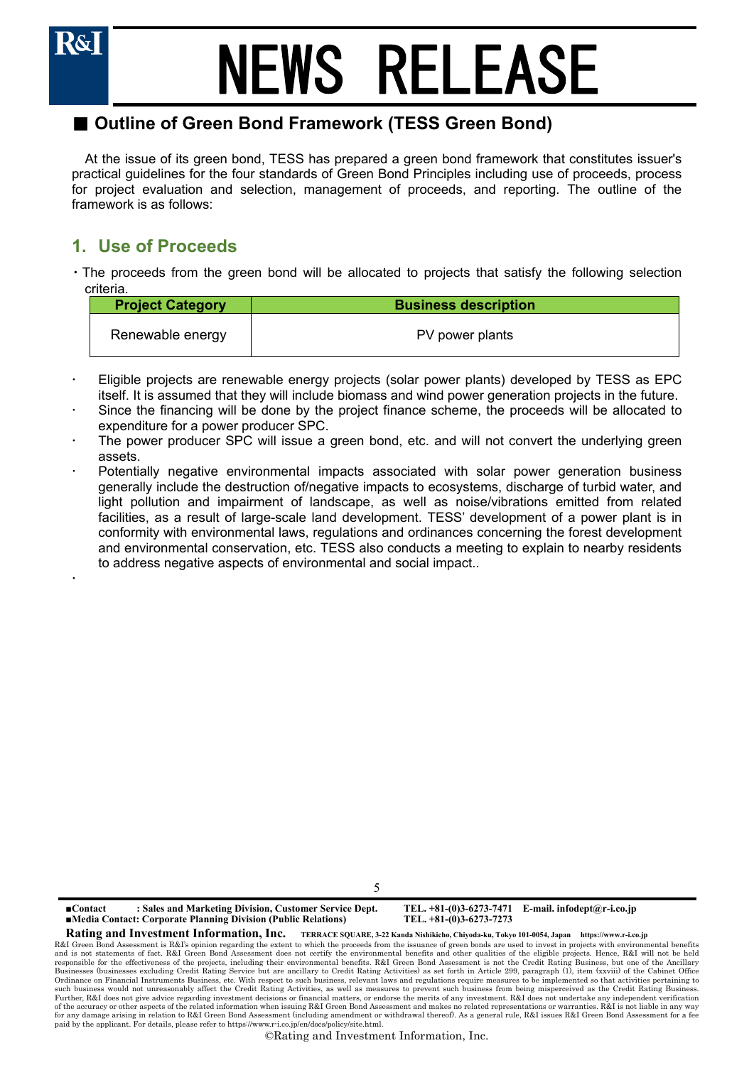## ■ Outline of Green Bond Framework (TESS Green Bond)

At the issue of its green bond, TESS has prepared a green bond framework that constitutes issuer's practical guidelines for the four standards of Green Bond Principles including use of proceeds, process for project evaluation and selection, management of proceeds, and reporting. The outline of the framework is as follows:

### 1. Use of Proceeds

・The proceeds from the green bond will be allocated to projects that satisfy the following selection criteria.

| Project Category | Business description |
|---|---|
| Renewable energy | PV power plants |

- Eligible projects are renewable energy projects (solar power plants) developed by TESS as EPC itself. It is assumed that they will include biomass and wind power generation projects in the future.
- Since the financing will be done by the project finance scheme, the proceeds will be allocated to expenditure for a power producer SPC.
- The power producer SPC will issue a green bond, etc. and will not convert the underlying green assets.
- Potentially negative environmental impacts associated with solar power generation business generally include the destruction of/negative impacts to ecosystems, discharge of turbid water, and light pollution and impairment of landscape, as well as noise/vibrations emitted from related facilities, as a result of large-scale land development. TESS' development of a power plant is in conformity with environmental laws, regulations and ordinances concerning the forest development and environmental conservation, etc. TESS also conducts a meeting to explain to nearby residents to address negative aspects of environmental and social impact..

・

■Contact : Sales and Marketing Division, Customer Service Dept. TEL. +81-(0)3-6273-7471 E-mail. infodept@r-i.co.jp
■Media Contact: Corporate Planning Division (Public Relations) TEL. +81-(0)3-6273-7273

**Rating and Investment Information, Inc.** TERRACE SQUARE, 3-22 Kanda Nishikicho, Chiyoda-ku, Tokyo 101-0054, Japan https://www.r-i.co.jp

R&I Green Bond Assessment is R&I's opinion regarding the extent to which the proceeds from the issuance of green bonds are used to invest in projects with environmental benefits and is not statements of fact. R&I Green Bond Assessment does not certify the environmental benefits and other qualities of the eligible projects. Hence, R&I will not be held responsible for the effectiveness of the projects, including their environmental benefits. R&I Green Bond Assessment is not the Credit Rating Business, but one of the Ancillary Businesses (businesses excluding Credit Rating Service but are ancillary to Credit Rating Activities) as set forth in Article 299, paragraph (1), item (xxviii) of the Cabinet Office Ordinance on Financial Instruments Business, etc. With respect to such business, relevant laws and regulations require measures to be implemented so that activities pertaining to such business would not unreasonably affect the Credit Rating Activities, as well as measures to prevent such business from being misperceived as the Credit Rating Business. Further, R&I does not give advice regarding investment decisions or financial matters, or endorse the merits of any investment. R&I does not undertake any independent verification of the accuracy or other aspects of the related information when issuing R&I Green Bond Assessment and makes no related representations or warranties. R&I is not liable in any way for any damage arising in relation to R&I Green Bond Assessment (including amendment or withdrawal thereof). As a general rule, R&I issues R&I Green Bond Assessment for a fee paid by the applicant. For details, please refer to https://www.r-i.co.jp/en/docs/policy/site.html.

©Rating and Investment Information, Inc.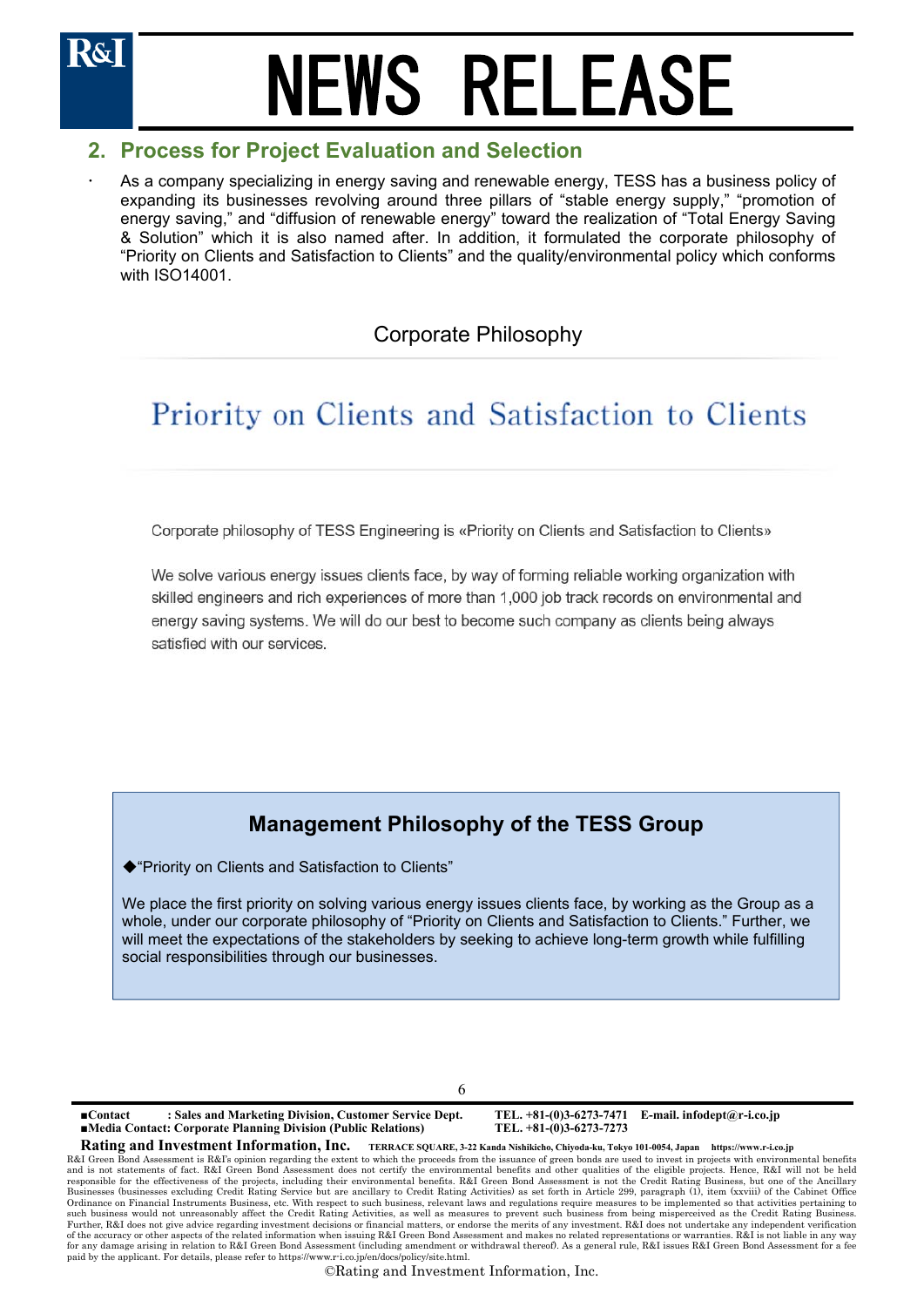## 2. Process for Project Evaluation and Selection

- As a company specializing in energy saving and renewable energy, TESS has a business policy of expanding its businesses revolving around three pillars of “stable energy supply,” “promotion of energy saving,” and “diffusion of renewable energy” toward the realization of “Total Energy Saving & Solution” which it is also named after. In addition, it formulated the corporate philosophy of “Priority on Clients and Satisfaction to Clients” and the quality/environmental policy which conforms with ISO14001.

Corporate Philosophy

### Priority on Clients and Satisfaction to Clients

Corporate philosophy of TESS Engineering is «Priority on Clients and Satisfaction to Clients»

We solve various energy issues clients face, by way of forming reliable working organization with skilled engineers and rich experiences of more than 1,000 job track records on environmental and energy saving systems. We will do our best to become such company as clients being always satisfied with our services.

### Management Philosophy of the TESS Group

◆“Priority on Clients and Satisfaction to Clients”

We place the first priority on solving various energy issues clients face, by working as the Group as a whole, under our corporate philosophy of “Priority on Clients and Satisfaction to Clients.” Further, we will meet the expectations of the stakeholders by seeking to achieve long-term growth while fulfilling social responsibilities through our businesses.

■Contact : Sales and Marketing Division, Customer Service Dept. TEL. +81-(0)3-6273-7471 E-mail. infodept@r-i.co.jp
■Media Contact: Corporate Planning Division (Public Relations) TEL. +81-(0)3-6273-7273

**Rating and Investment Information, Inc.** TERRACE SQUARE, 3-22 Kanda Nishikicho, Chiyoda-ku, Tokyo 101-0054, Japan https://www.r-i.co.jp

R&I Green Bond Assessment is R&I's opinion regarding the extent to which the proceeds from the issuance of green bonds are used to invest in projects with environmental benefits and is not statements of fact. R&I Green Bond Assessment does not certify the environmental benefits and other qualities of the eligible projects. Hence, R&I will not be held responsible for the effectiveness of the projects, including their environmental benefits. R&I Green Bond Assessment is not the Credit Rating Business, but one of the Ancillary Businesses (businesses excluding Credit Rating Service but are ancillary to Credit Rating Activities) as set forth in Article 299, paragraph (1), item (xxviii) of the Cabinet Office Ordinance on Financial Instruments Business, etc. With respect to such business, relevant laws and regulations require measures to be implemented so that activities pertaining to such business would not unreasonably affect the Credit Rating Activities, as well as measures to prevent such business from being misperceived as the Credit Rating Business. Further, R&I does not give advice regarding investment decisions or financial matters, or endorse the merits of any investment. R&I does not undertake any independent verification of the accuracy or other aspects of the related information when issuing R&I Green Bond Assessment and makes no related representations or warranties. R&I is not liable in any way for any damage arising in relation to R&I Green Bond Assessment (including amendment or withdrawal thereof). As a general rule, R&I issues R&I Green Bond Assessment for a fee paid by the applicant. For details, please refer to https://www.r-i.co.jp/en/docs/policy/site.html.

©Rating and Investment Information, Inc.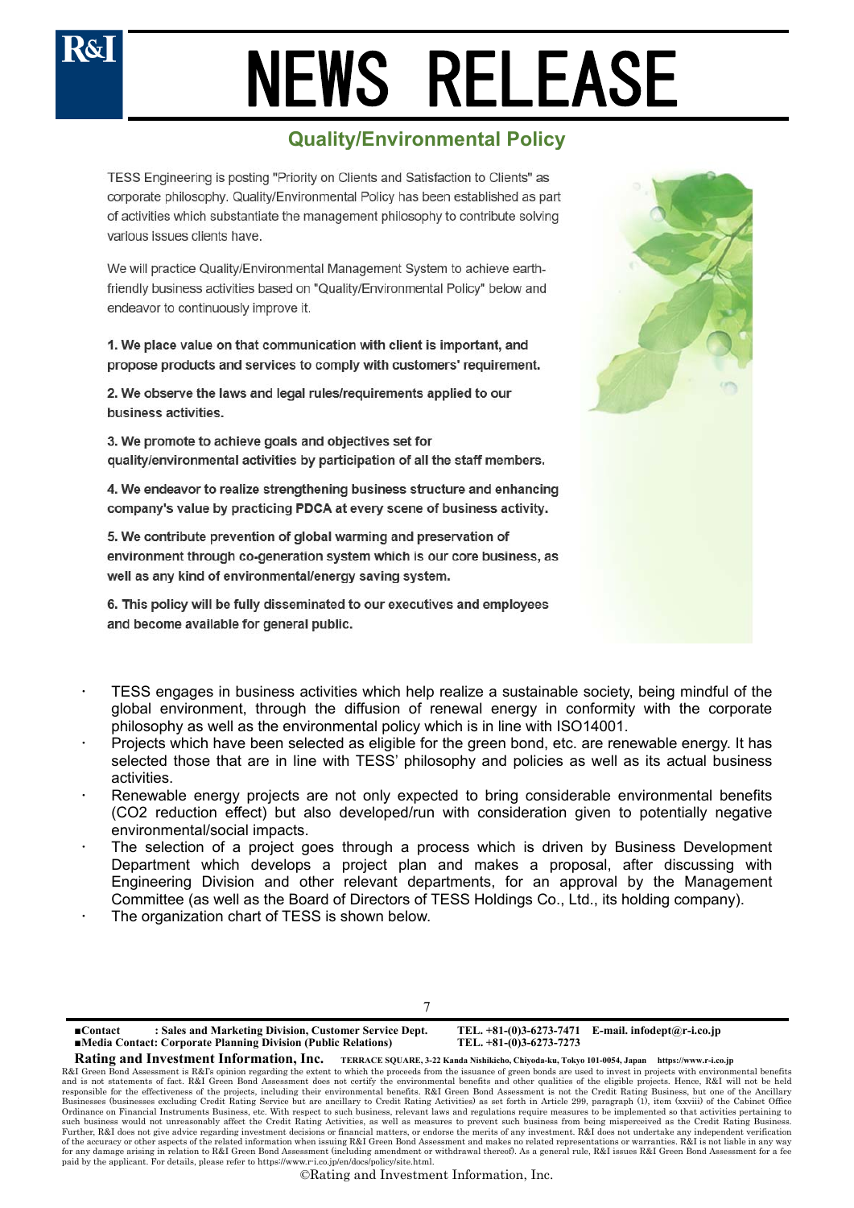## Quality/Environmental Policy

TESS Engineering is posting "Priority on Clients and Satisfaction to Clients" as corporate philosophy. Quality/Environmental Policy has been established as part of activities which substantiate the management philosophy to contribute solving various issues clients have.

We will practice Quality/Environmental Management System to achieve earth-friendly business activities based on "Quality/Environmental Policy" below and endeavor to continuously improve it.

**1. We place value on that communication with client is important, and propose products and services to comply with customers' requirement.**

**2. We observe the laws and legal rules/requirements applied to our business activities.**

**3. We promote to achieve goals and objectives set for quality/environmental activities by participation of all the staff members.**

**4. We endeavor to realize strengthening business structure and enhancing company's value by practicing PDCA at every scene of business activity.**

**5. We contribute prevention of global warming and preservation of environment through co-generation system which is our core business, as well as any kind of environmental/energy saving system.**

**6. This policy will be fully disseminated to our executives and employees and become available for general public.**

- TESS engages in business activities which help realize a sustainable society, being mindful of the global environment, through the diffusion of renewal energy in conformity with the corporate philosophy as well as the environmental policy which is in line with ISO14001.
- Projects which have been selected as eligible for the green bond, etc. are renewable energy. It has selected those that are in line with TESS' philosophy and policies as well as its actual business activities.
- Renewable energy projects are not only expected to bring considerable environmental benefits ($CO_2$ reduction effect) but also developed/run with consideration given to potentially negative environmental/social impacts.
- The selection of a project goes through a process which is driven by Business Development Department which develops a project plan and makes a proposal, after discussing with Engineering Division and other relevant departments, for an approval by the Management Committee (as well as the Board of Directors of TESS Holdings Co., Ltd., its holding company).
- The organization chart of TESS is shown below.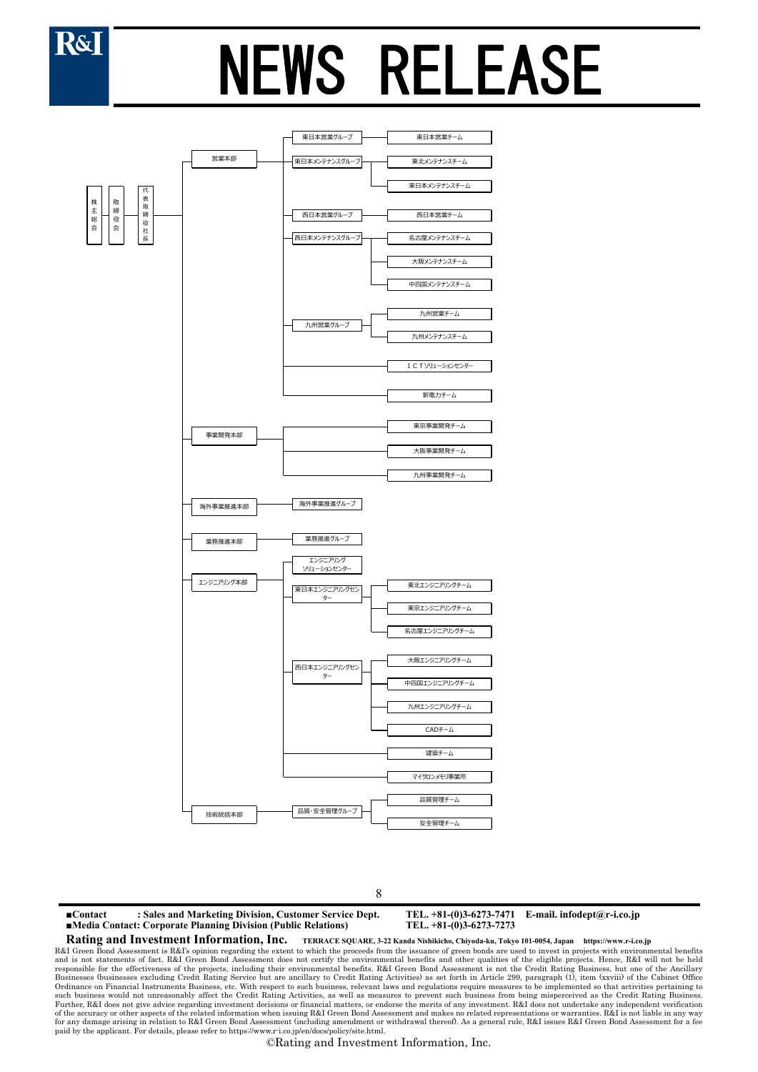株主総会 ― 取締役会 ― 代表取締役社長

- 営業本部
  - 東日本営業グループ
    - 東日本営業チーム
  - 東日本メンテナンスグループ
    - 東北メンテナンスチーム
    - 東日本メンテナンスチーム
  - 西日本営業グループ
    - 西日本営業チーム
  - 西日本メンテナンスグループ
    - 名古屋メンテナンスチーム
    - 大阪メンテナンスチーム
    - 中四国メンテナンスチーム
  - 九州営業グループ
    - 九州営業チーム
    - 九州メンテナンスチーム
  - ＩＣＴソリューションセンター
  - 新電力チーム
- 事業開発本部
  - 東京事業開発チーム
  - 大阪事業開発チーム
  - 九州事業開発チーム
- 海外事業推進本部
  - 海外事業推進グループ
- 業務推進本部
  - 業務推進グループ
- エンジニアリング本部
  - エンジニアリングソリューションセンター
  - 東日本エンジニアリングセンター
    - 東北エンジニアリングチーム
    - 東京エンジニアリングチーム
    - 名古屋エンジニアリングチーム
  - 西日本エンジニアリングセンター
    - 大阪エンジニアリングチーム
    - 中四国エンジニアリングチーム
    - 九州エンジニアリングチーム
    - CADチーム
  - 建築チーム
  - マイクロンメモリ事業所
- 技術統括本部
  - 品質・安全管理グループ
    - 品質管理チーム
    - 安全管理チーム

■**Contact : Sales and Marketing Division, Customer Service Dept.** **TEL. +81-(0)3-6273-7471 E-mail. infodept@r-i.co.jp**
■**Media Contact: Corporate Planning Division (Public Relations)** **TEL. +81-(0)3-6273-7273**

**Rating and Investment Information, Inc.** **TERRACE SQUARE, 3-22 Kanda Nishikicho, Chiyoda-ku, Tokyo 101-0054, Japan https://www.r-i.co.jp**

R&I Green Bond Assessment is R&I's opinion regarding the extent to which the proceeds from the issuance of green bonds are used to invest in projects with environmental benefits and is not statements of fact. R&I Green Bond Assessment does not certify the environmental benefits and other qualities of the eligible projects. Hence, R&I will not be held responsible for the effectiveness of the projects, including their environmental benefits. R&I Green Bond Assessment is not the Credit Rating Business, but one of the Ancillary Businesses (businesses excluding Credit Rating Service but are ancillary to Credit Rating Activities) as set forth in Article 299, paragraph (1), item (xxviii) of the Cabinet Office Ordinance on Financial Instruments Business, etc. With respect to such business, relevant laws and regulations require measures to be implemented so that activities pertaining to such business would not unreasonably affect the Credit Rating Activities, as well as measures to prevent such business from being misperceived as the Credit Rating Business. Further, R&I does not give advice regarding investment decisions or financial matters, or endorse the merits of any investment. R&I does not undertake any independent verification of the accuracy or other aspects of the related information when issuing R&I Green Bond Assessment and makes no related representations or warranties. R&I is not liable in any way for any damage arising in relation to R&I Green Bond Assessment (including amendment or withdrawal thereof). As a general rule, R&I issues R&I Green Bond Assessment for a fee paid by the applicant. For details, please refer to https://www.r-i.co.jp/en/docs/policy/site.html.

©Rating and Investment Information, Inc.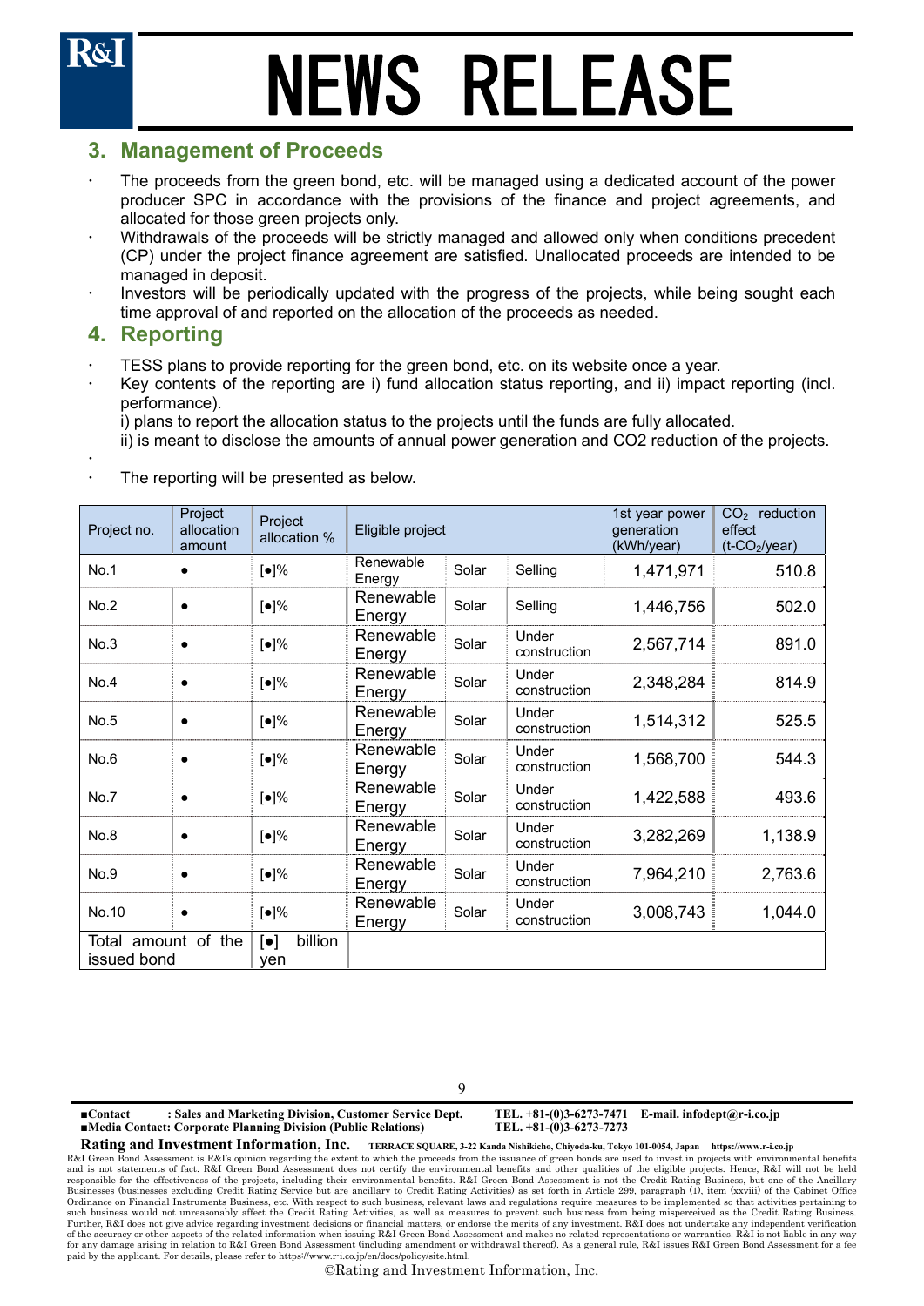## 3. Management of Proceeds

- The proceeds from the green bond, etc. will be managed using a dedicated account of the power producer SPC in accordance with the provisions of the finance and project agreements, and allocated for those green projects only.
- Withdrawals of the proceeds will be strictly managed and allowed only when conditions precedent (CP) under the project finance agreement are satisfied. Unallocated proceeds are intended to be managed in deposit.
- Investors will be periodically updated with the progress of the projects, while being sought each time approval of and reported on the allocation of the proceeds as needed.

## 4. Reporting

- TESS plans to provide reporting for the green bond, etc. on its website once a year.
- Key contents of the reporting are i) fund allocation status reporting, and ii) impact reporting (incl. performance).
  i) plans to report the allocation status to the projects until the funds are fully allocated.
  ii) is meant to disclose the amounts of annual power generation and CO2 reduction of the projects.
- 
- The reporting will be presented as below.

| Project no. | Project allocation amount | Project allocation % | Eligible project | | | 1st year power generation (kWh/year) | $CO_2$ reduction effect (t-$CO_2$/year) |
|---|---|---|---|---|---|---|---|
| No.1 | ● | [●]% | Renewable Energy | Solar | Selling | 1,471,971 | 510.8 |
| No.2 | ● | [●]% | Renewable Energy | Solar | Selling | 1,446,756 | 502.0 |
| No.3 | ● | [●]% | Renewable Energy | Solar | Under construction | 2,567,714 | 891.0 |
| No.4 | ● | [●]% | Renewable Energy | Solar | Under construction | 2,348,284 | 814.9 |
| No.5 | ● | [●]% | Renewable Energy | Solar | Under construction | 1,514,312 | 525.5 |
| No.6 | ● | [●]% | Renewable Energy | Solar | Under construction | 1,568,700 | 544.3 |
| No.7 | ● | [●]% | Renewable Energy | Solar | Under construction | 1,422,588 | 493.6 |
| No.8 | ● | [●]% | Renewable Energy | Solar | Under construction | 3,282,269 | 1,138.9 |
| No.9 | ● | [●]% | Renewable Energy | Solar | Under construction | 7,964,210 | 2,763.6 |
| No.10 | ● | [●]% | Renewable Energy | Solar | Under construction | 3,008,743 | 1,044.0 |
| Total amount of the issued bond | | [●] billion yen | | | | | |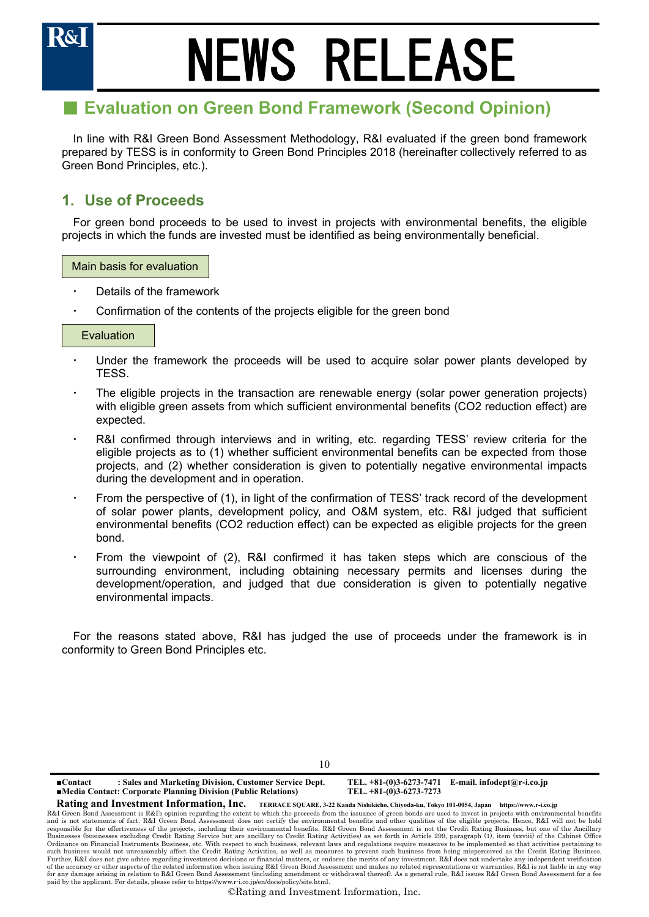## ■ Evaluation on Green Bond Framework (Second Opinion)

In line with R&I Green Bond Assessment Methodology, R&I evaluated if the green bond framework prepared by TESS is in conformity to Green Bond Principles 2018 (hereinafter collectively referred to as Green Bond Principles, etc.).

### 1. Use of Proceeds

For green bond proceeds to be used to invest in projects with environmental benefits, the eligible projects in which the funds are invested must be identified as being environmentally beneficial.

**Main basis for evaluation**

- Details of the framework
- Confirmation of the contents of the projects eligible for the green bond

**Evaluation**

- Under the framework the proceeds will be used to acquire solar power plants developed by TESS.
- The eligible projects in the transaction are renewable energy (solar power generation projects) with eligible green assets from which sufficient environmental benefits ($CO_2$ reduction effect) are expected.
- R&I confirmed through interviews and in writing, etc. regarding TESS' review criteria for the eligible projects as to (1) whether sufficient environmental benefits can be expected from those projects, and (2) whether consideration is given to potentially negative environmental impacts during the development and in operation.
- From the perspective of (1), in light of the confirmation of TESS' track record of the development of solar power plants, development policy, and O&M system, etc. R&I judged that sufficient environmental benefits ($CO_2$ reduction effect) can be expected as eligible projects for the green bond.
- From the viewpoint of (2), R&I confirmed it has taken steps which are conscious of the surrounding environment, including obtaining necessary permits and licenses during the development/operation, and judged that due consideration is given to potentially negative environmental impacts.

For the reasons stated above, R&I has judged the use of proceeds under the framework is in conformity to Green Bond Principles etc.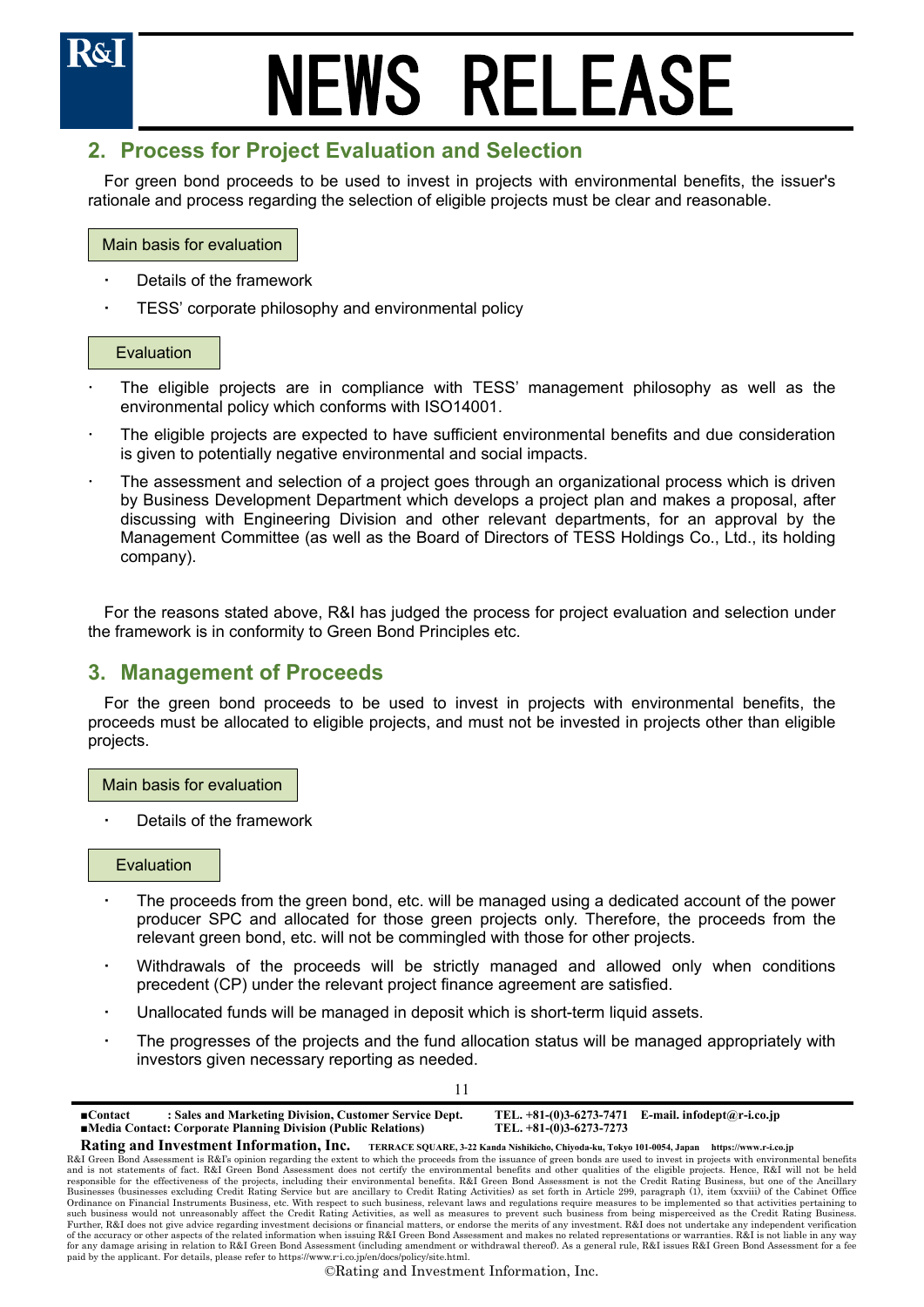## 2. Process for Project Evaluation and Selection

For green bond proceeds to be used to invest in projects with environmental benefits, the issuer's rationale and process regarding the selection of eligible projects must be clear and reasonable.

Main basis for evaluation

- Details of the framework
- TESS' corporate philosophy and environmental policy

Evaluation

- The eligible projects are in compliance with TESS' management philosophy as well as the environmental policy which conforms with ISO14001.
- The eligible projects are expected to have sufficient environmental benefits and due consideration is given to potentially negative environmental and social impacts.
- The assessment and selection of a project goes through an organizational process which is driven by Business Development Department which develops a project plan and makes a proposal, after discussing with Engineering Division and other relevant departments, for an approval by the Management Committee (as well as the Board of Directors of TESS Holdings Co., Ltd., its holding company).

For the reasons stated above, R&I has judged the process for project evaluation and selection under the framework is in conformity to Green Bond Principles etc.

## 3. Management of Proceeds

For the green bond proceeds to be used to invest in projects with environmental benefits, the proceeds must be allocated to eligible projects, and must not be invested in projects other than eligible projects.

Main basis for evaluation

- Details of the framework

Evaluation

- The proceeds from the green bond, etc. will be managed using a dedicated account of the power producer SPC and allocated for those green projects only. Therefore, the proceeds from the relevant green bond, etc. will not be commingled with those for other projects.
- Withdrawals of the proceeds will be strictly managed and allowed only when conditions precedent (CP) under the relevant project finance agreement are satisfied.
- Unallocated funds will be managed in deposit which is short-term liquid assets.
- The progresses of the projects and the fund allocation status will be managed appropriately with investors given necessary reporting as needed.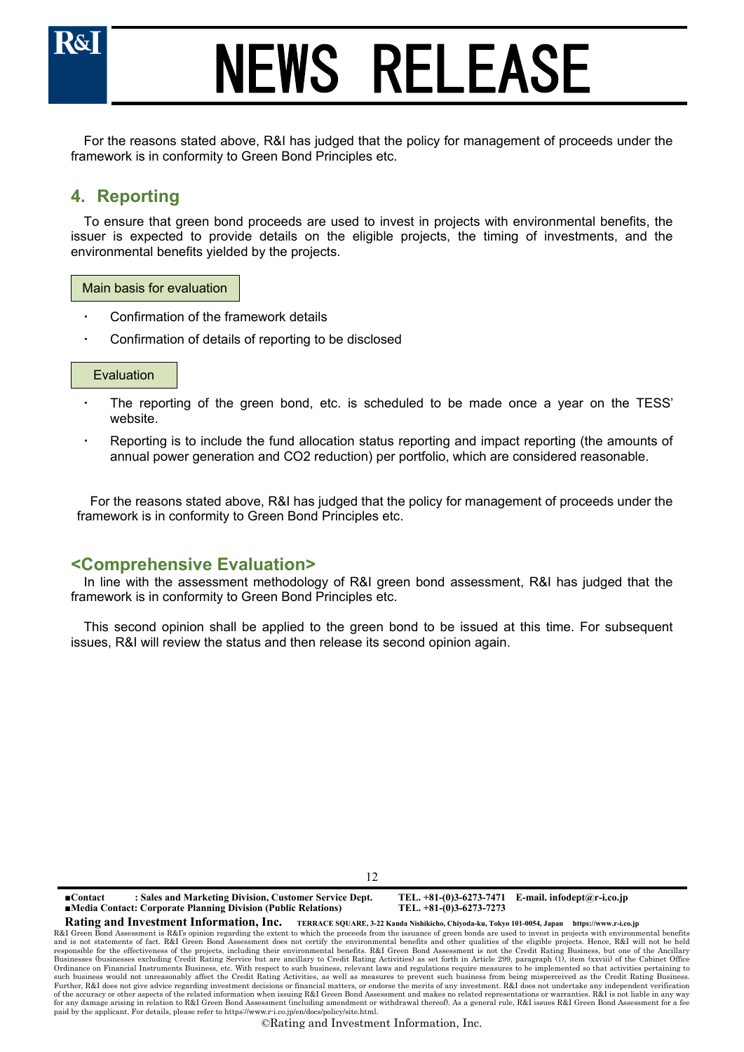For the reasons stated above, R&I has judged that the policy for management of proceeds under the framework is in conformity to Green Bond Principles etc.

## 4. Reporting

To ensure that green bond proceeds are used to invest in projects with environmental benefits, the issuer is expected to provide details on the eligible projects, the timing of investments, and the environmental benefits yielded by the projects.

Main basis for evaluation

- Confirmation of the framework details
- Confirmation of details of reporting to be disclosed

Evaluation

- The reporting of the green bond, etc. is scheduled to be made once a year on the TESS' website.
- Reporting is to include the fund allocation status reporting and impact reporting (the amounts of annual power generation and CO2 reduction) per portfolio, which are considered reasonable.

For the reasons stated above, R&I has judged that the policy for management of proceeds under the framework is in conformity to Green Bond Principles etc.

## <Comprehensive Evaluation>

In line with the assessment methodology of R&I green bond assessment, R&I has judged that the framework is in conformity to Green Bond Principles etc.

This second opinion shall be applied to the green bond to be issued at this time. For subsequent issues, R&I will review the status and then release its second opinion again.

■Contact : Sales and Marketing Division, Customer Service Dept. TEL. +81-(0)3-6273-7471 E-mail. infodept@r-i.co.jp
■Media Contact: Corporate Planning Division (Public Relations) TEL. +81-(0)3-6273-7273

**Rating and Investment Information, Inc.** TERRACE SQUARE, 3-22 Kanda Nishikicho, Chiyoda-ku, Tokyo 101-0054, Japan https://www.r-i.co.jp

R&I Green Bond Assessment is R&I's opinion regarding the extent to which the proceeds from the issuance of green bonds are used to invest in projects with environmental benefits and is not statements of fact. R&I Green Bond Assessment does not certify the environmental benefits and other qualities of the eligible projects. Hence, R&I will not be held responsible for the effectiveness of the projects, including their environmental benefits. R&I Green Bond Assessment is not the Credit Rating Business, but one of the Ancillary Businesses (businesses excluding Credit Rating Service but are ancillary to Credit Rating Activities) as set forth in Article 299, paragraph (1), item (xxviii) of the Cabinet Office Ordinance on Financial Instruments Business, etc. With respect to such business, relevant laws and regulations require measures to be implemented so that activities pertaining to such business would not unreasonably affect the Credit Rating Activities, as well as measures to prevent such business from being misperceived as the Credit Rating Business. Further, R&I does not give advice regarding investment decisions or financial matters, or endorse the merits of any investment. R&I does not undertake any independent verification of the accuracy or other aspects of the related information when issuing R&I Green Bond Assessment and makes no related representations or warranties. R&I is not liable in any way for any damage arising in relation to R&I Green Bond Assessment (including amendment or withdrawal thereof). As a general rule, R&I issues R&I Green Bond Assessment for a fee paid by the applicant. For details, please refer to https://www.r-i.co.jp/en/docs/policy/site.html.

©Rating and Investment Information, Inc.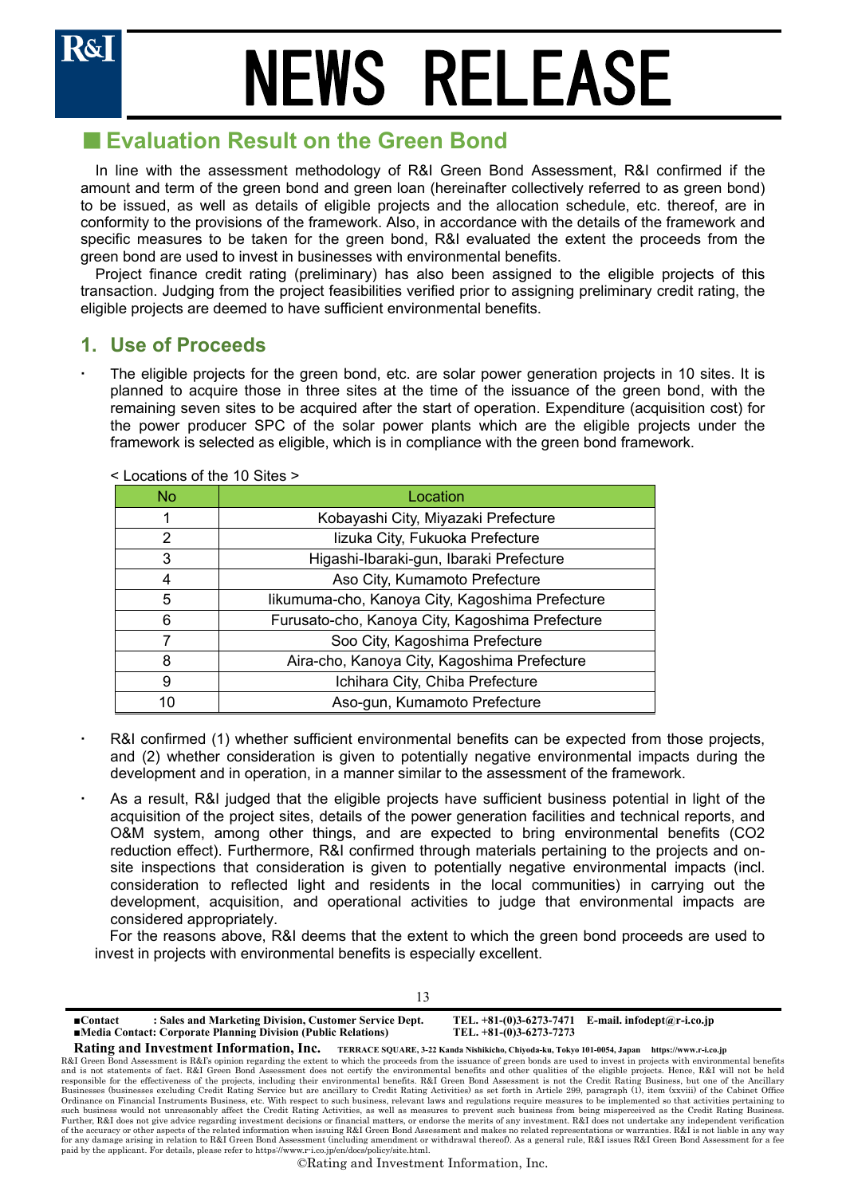## ■ Evaluation Result on the Green Bond

In line with the assessment methodology of R&I Green Bond Assessment, R&I confirmed if the amount and term of the green bond and green loan (hereinafter collectively referred to as green bond) to be issued, as well as details of eligible projects and the allocation schedule, etc. thereof, are in conformity to the provisions of the framework. Also, in accordance with the details of the framework and specific measures to be taken for the green bond, R&I evaluated the extent the proceeds from the green bond are used to invest in businesses with environmental benefits.

Project finance credit rating (preliminary) has also been assigned to the eligible projects of this transaction. Judging from the project feasibilities verified prior to assigning preliminary credit rating, the eligible projects are deemed to have sufficient environmental benefits.

### 1. Use of Proceeds

- The eligible projects for the green bond, etc. are solar power generation projects in 10 sites. It is planned to acquire those in three sites at the time of the issuance of the green bond, with the remaining seven sites to be acquired after the start of operation. Expenditure (acquisition cost) for the power producer SPC of the solar power plants which are the eligible projects under the framework is selected as eligible, which is in compliance with the green bond framework.

< Locations of the 10 Sites >

| No | Location |
|---|---|
| 1 | Kobayashi City, Miyazaki Prefecture |
| 2 | Iizuka City, Fukuoka Prefecture |
| 3 | Higashi-Ibaraki-gun, Ibaraki Prefecture |
| 4 | Aso City, Kumamoto Prefecture |
| 5 | Iikumuma-cho, Kanoya City, Kagoshima Prefecture |
| 6 | Furusato-cho, Kanoya City, Kagoshima Prefecture |
| 7 | Soo City, Kagoshima Prefecture |
| 8 | Aira-cho, Kanoya City, Kagoshima Prefecture |
| 9 | Ichihara City, Chiba Prefecture |
| 10 | Aso-gun, Kumamoto Prefecture |

- R&I confirmed (1) whether sufficient environmental benefits can be expected from those projects, and (2) whether consideration is given to potentially negative environmental impacts during the development and in operation, in a manner similar to the assessment of the framework.
- As a result, R&I judged that the eligible projects have sufficient business potential in light of the acquisition of the project sites, details of the power generation facilities and technical reports, and O&M system, among other things, and are expected to bring environmental benefits ($CO_2$ reduction effect). Furthermore, R&I confirmed through materials pertaining to the projects and on-site inspections that consideration is given to potentially negative environmental impacts (incl. consideration to reflected light and residents in the local communities) in carrying out the development, acquisition, and operational activities to judge that environmental impacts are considered appropriately.

For the reasons above, R&I deems that the extent to which the green bond proceeds are used to invest in projects with environmental benefits is especially excellent.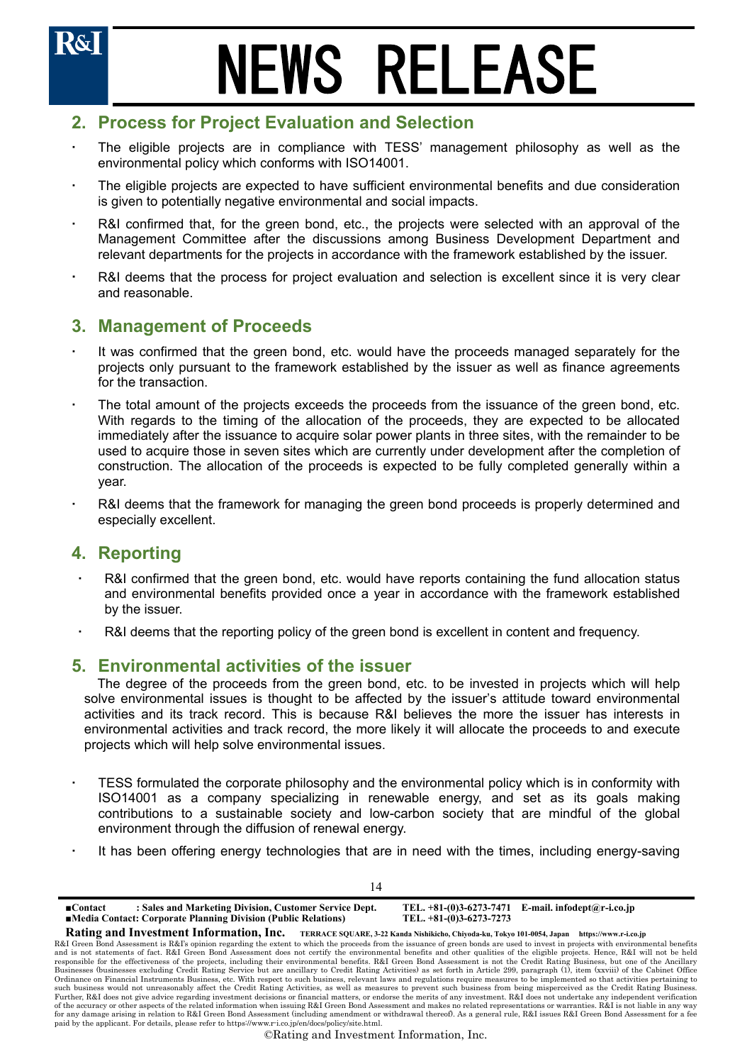## 2. Process for Project Evaluation and Selection

- The eligible projects are in compliance with TESS' management philosophy as well as the environmental policy which conforms with ISO14001.
- The eligible projects are expected to have sufficient environmental benefits and due consideration is given to potentially negative environmental and social impacts.
- R&I confirmed that, for the green bond, etc., the projects were selected with an approval of the Management Committee after the discussions among Business Development Department and relevant departments for the projects in accordance with the framework established by the issuer.
- R&I deems that the process for project evaluation and selection is excellent since it is very clear and reasonable.

## 3. Management of Proceeds

- It was confirmed that the green bond, etc. would have the proceeds managed separately for the projects only pursuant to the framework established by the issuer as well as finance agreements for the transaction.
- The total amount of the projects exceeds the proceeds from the issuance of the green bond, etc. With regards to the timing of the allocation of the proceeds, they are expected to be allocated immediately after the issuance to acquire solar power plants in three sites, with the remainder to be used to acquire those in seven sites which are currently under development after the completion of construction. The allocation of the proceeds is expected to be fully completed generally within a year.
- R&I deems that the framework for managing the green bond proceeds is properly determined and especially excellent.

## 4. Reporting

- R&I confirmed that the green bond, etc. would have reports containing the fund allocation status and environmental benefits provided once a year in accordance with the framework established by the issuer.
- R&I deems that the reporting policy of the green bond is excellent in content and frequency.

## 5. Environmental activities of the issuer

The degree of the proceeds from the green bond, etc. to be invested in projects which will help solve environmental issues is thought to be affected by the issuer's attitude toward environmental activities and its track record. This is because R&I believes the more the issuer has interests in environmental activities and track record, the more likely it will allocate the proceeds to and execute projects which will help solve environmental issues.

- TESS formulated the corporate philosophy and the environmental policy which is in conformity with ISO14001 as a company specializing in renewable energy, and set as its goals making contributions to a sustainable society and low-carbon society that are mindful of the global environment through the diffusion of renewal energy.
- It has been offering energy technologies that are in need with the times, including energy-saving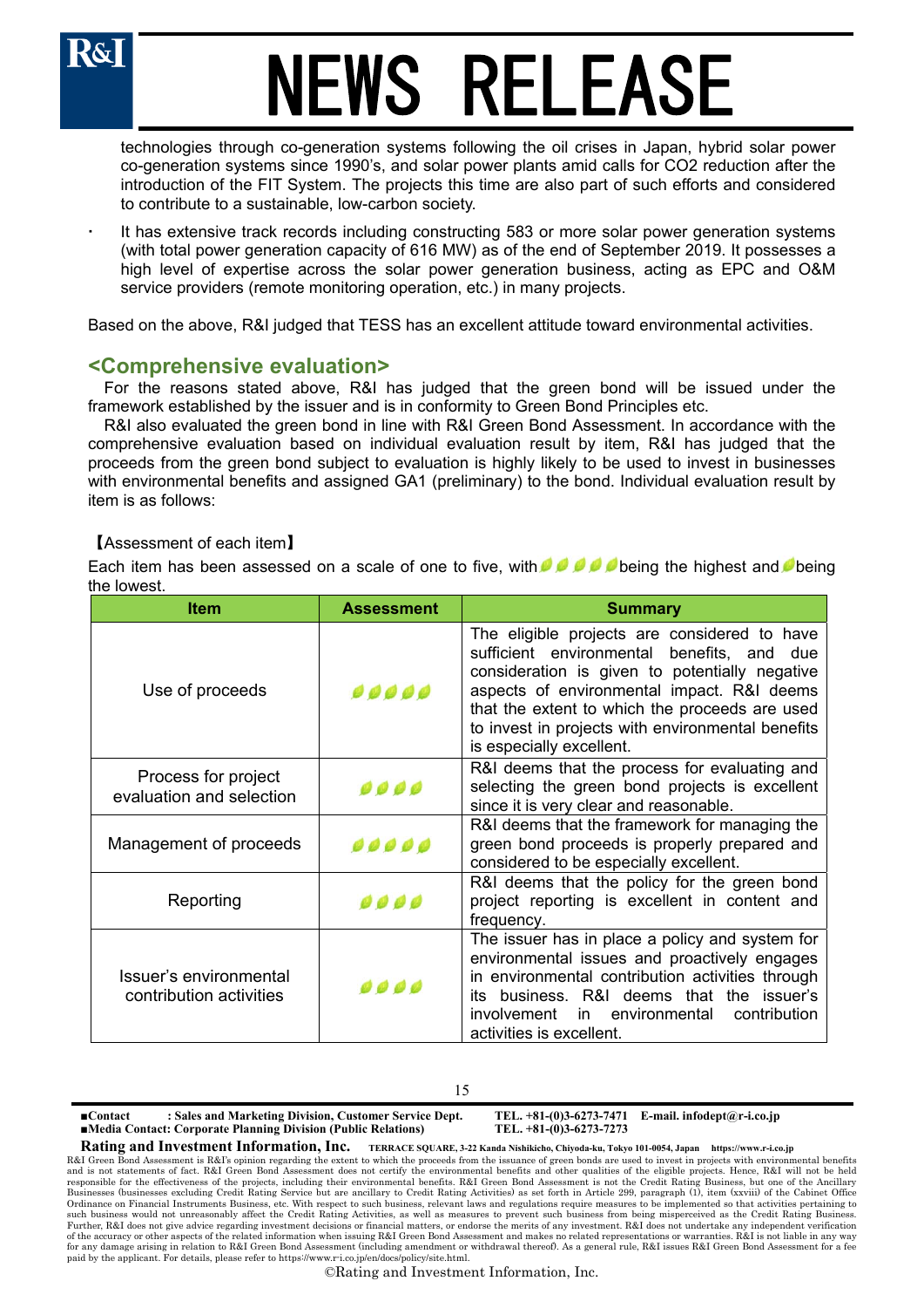technologies through co-generation systems following the oil crises in Japan, hybrid solar power co-generation systems since 1990's, and solar power plants amid calls for CO2 reduction after the introduction of the FIT System. The projects this time are also part of such efforts and considered to contribute to a sustainable, low-carbon society.

- It has extensive track records including constructing 583 or more solar power generation systems (with total power generation capacity of 616 MW) as of the end of September 2019. It possesses a high level of expertise across the solar power generation business, acting as EPC and O&M service providers (remote monitoring operation, etc.) in many projects.

Based on the above, R&I judged that TESS has an excellent attitude toward environmental activities.

## <Comprehensive evaluation>

For the reasons stated above, R&I has judged that the green bond will be issued under the framework established by the issuer and is in conformity to Green Bond Principles etc.

R&I also evaluated the green bond in line with R&I Green Bond Assessment. In accordance with the comprehensive evaluation based on individual evaluation result by item, R&I has judged that the proceeds from the green bond subject to evaluation is highly likely to be used to invest in businesses with environmental benefits and assigned GA1 (preliminary) to the bond. Individual evaluation result by item is as follows:

【Assessment of each item】

Each item has been assessed on a scale of one to five, with 🍃🍃🍃🍃🍃 being the highest and 🍃 being the lowest.

| Item | Assessment | Summary |
|---|---|---|
| Use of proceeds | 🍃🍃🍃🍃🍃 | The eligible projects are considered to have sufficient environmental benefits, and due consideration is given to potentially negative aspects of environmental impact. R&I deems that the extent to which the proceeds are used to invest in projects with environmental benefits is especially excellent. |
| Process for project evaluation and selection | 🍃🍃🍃🍃 | R&I deems that the process for evaluating and selecting the green bond projects is excellent since it is very clear and reasonable. |
| Management of proceeds | 🍃🍃🍃🍃🍃 | R&I deems that the framework for managing the green bond proceeds is properly prepared and considered to be especially excellent. |
| Reporting | 🍃🍃🍃🍃 | R&I deems that the policy for the green bond project reporting is excellent in content and frequency. |
| Issuer's environmental contribution activities | 🍃🍃🍃🍃 | The issuer has in place a policy and system for environmental issues and proactively engages in environmental contribution activities through its business. R&I deems that the issuer's involvement in environmental contribution activities is excellent. |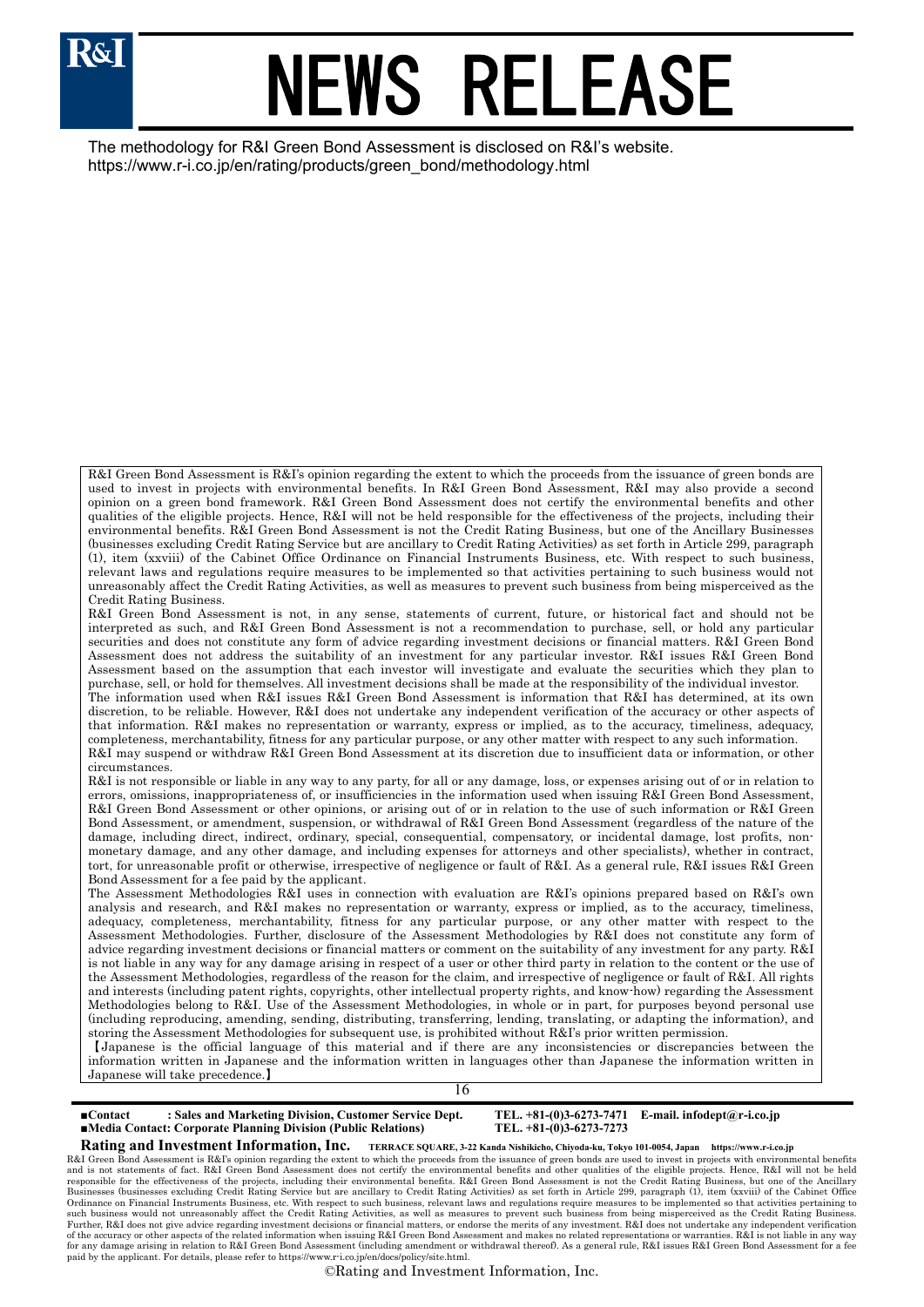The methodology for R&I Green Bond Assessment is disclosed on R&I's website.
https://www.r-i.co.jp/en/rating/products/green_bond/methodology.html

R&I Green Bond Assessment is R&I's opinion regarding the extent to which the proceeds from the issuance of green bonds are used to invest in projects with environmental benefits. In R&I Green Bond Assessment, R&I may also provide a second opinion on a green bond framework. R&I Green Bond Assessment does not certify the environmental benefits and other qualities of the eligible projects. Hence, R&I will not be held responsible for the effectiveness of the projects, including their environmental benefits. R&I Green Bond Assessment is not the Credit Rating Business, but one of the Ancillary Businesses (businesses excluding Credit Rating Service but are ancillary to Credit Rating Activities) as set forth in Article 299, paragraph (1), item (xxviii) of the Cabinet Office Ordinance on Financial Instruments Business, etc. With respect to such business, relevant laws and regulations require measures to be implemented so that activities pertaining to such business would not unreasonably affect the Credit Rating Activities, as well as measures to prevent such business from being misperceived as the Credit Rating Business.

R&I Green Bond Assessment is not, in any sense, statements of current, future, or historical fact and should not be interpreted as such, and R&I Green Bond Assessment is not a recommendation to purchase, sell, or hold any particular securities and does not constitute any form of advice regarding investment decisions or financial matters. R&I Green Bond Assessment does not address the suitability of an investment for any particular investor. R&I issues R&I Green Bond Assessment based on the assumption that each investor will investigate and evaluate the securities which they plan to purchase, sell, or hold for themselves. All investment decisions shall be made at the responsibility of the individual investor.

The information used when R&I issues R&I Green Bond Assessment is information that R&I has determined, at its own discretion, to be reliable. However, R&I does not undertake any independent verification of the accuracy or other aspects of that information. R&I makes no representation or warranty, express or implied, as to the accuracy, timeliness, adequacy, completeness, merchantability, fitness for any particular purpose, or any other matter with respect to any such information.

R&I may suspend or withdraw R&I Green Bond Assessment at its discretion due to insufficient data or information, or other circumstances.

R&I is not responsible or liable in any way to any party, for all or any damage, loss, or expenses arising out of or in relation to errors, omissions, inappropriateness of, or insufficiencies in the information used when issuing R&I Green Bond Assessment, R&I Green Bond Assessment or other opinions, or arising out of or in relation to the use of such information or R&I Green Bond Assessment, or amendment, suspension, or withdrawal of R&I Green Bond Assessment (regardless of the nature of the damage, including direct, indirect, ordinary, special, consequential, compensatory, or incidental damage, lost profits, non-monetary damage, and any other damage, and including expenses for attorneys and other specialists), whether in contract, tort, for unreasonable profit or otherwise, irrespective of negligence or fault of R&I. As a general rule, R&I issues R&I Green Bond Assessment for a fee paid by the applicant.

The Assessment Methodologies R&I uses in connection with evaluation are R&I's opinions prepared based on R&I's own analysis and research, and R&I makes no representation or warranty, express or implied, as to the accuracy, timeliness, adequacy, completeness, merchantability, fitness for any particular purpose, or any other matter with respect to the Assessment Methodologies. Further, disclosure of the Assessment Methodologies by R&I does not constitute any form of advice regarding investment decisions or financial matters or comment on the suitability of any investment for any party. R&I is not liable in any way for any damage arising in respect of a user or other third party in relation to the content or the use of the Assessment Methodologies, regardless of the reason for the claim, and irrespective of negligence or fault of R&I. All rights and interests (including patent rights, copyrights, other intellectual property rights, and know-how) regarding the Assessment Methodologies belong to R&I. Use of the Assessment Methodologies, in whole or in part, for purposes beyond personal use (including reproducing, amending, sending, distributing, transferring, lending, translating, or adapting the information), and storing the Assessment Methodologies for subsequent use, is prohibited without R&I's prior written permission.

【Japanese is the official language of this material and if there are any inconsistencies or discrepancies between the information written in Japanese and the information written in languages other than Japanese the information written in Japanese will take precedence.】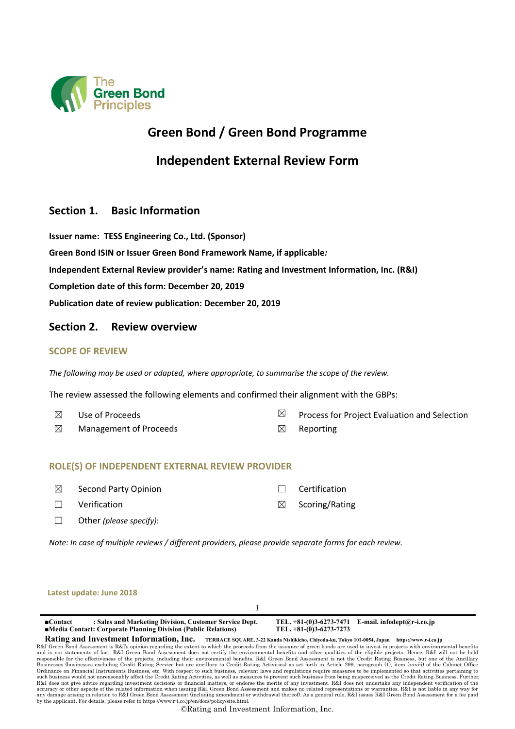The Green Bond Principles

# Green Bond / Green Bond Programme

# Independent External Review Form

## Section 1. Basic Information

**Issuer name: TESS Engineering Co., Ltd. (Sponsor)**

**Green Bond ISIN or Issuer Green Bond Framework Name, if applicable:**

**Independent External Review provider's name: Rating and Investment Information, Inc. (R&I)**

**Completion date of this form: December 20, 2019**

**Publication date of review publication: December 20, 2019**

## Section 2. Review overview

### SCOPE OF REVIEW

*The following may be used or adapted, where appropriate, to summarise the scope of the review.*

The review assessed the following elements and confirmed their alignment with the GBPs:

- ☒ Use of Proceeds
- ☒ Process for Project Evaluation and Selection
- ☒ Management of Proceeds
- ☒ Reporting

### ROLE(S) OF INDEPENDENT EXTERNAL REVIEW PROVIDER

- ☒ Second Party Opinion
- ☐ Certification
- ☐ Verification
- ☒ Scoring/Rating
- ☐ Other *(please specify)*:

*Note: In case of multiple reviews / different providers, please provide separate forms for each review.*

**Latest update: June 2018**

■Contact : Sales and Marketing Division, Customer Service Dept. TEL. +81-(0)3-6273-7471 E-mail. infodept@r-i.co.jp
■Media Contact: Corporate Planning Division (Public Relations) TEL. +81-(0)3-6273-7273

**Rating and Investment Information, Inc.** TERRACE SQUARE, 3-22 Kanda Nishikicho, Chiyoda-ku, Tokyo 101-0054, Japan https://www.r-i.co.jp

R&I Green Bond Assessment is R&I's opinion regarding the extent to which the proceeds from the issuance of green bonds are used to invest in projects with environmental benefits and is not statements of fact. R&I Green Bond Assessment does not certify the environmental benefits and other qualities of the eligible projects. Hence, R&I will not be held responsible for the effectiveness of the projects, including their environmental benefits. R&I Green Bond Assessment is not the Credit Rating Business, but one of the Ancillary Businesses (businesses excluding Credit Rating Service but are ancillary to Credit Rating Activities) as set forth in Article 299, paragraph (1), item (xxviii) of the Cabinet Office Ordinance on Financial Instruments Business, etc. With respect to such business, relevant laws and regulations require measures to be implemented so that activities pertaining to such business would not unreasonably affect the Credit Rating Activities, as well as measures to prevent such business from being misperceived as the Credit Rating Business. Further, R&I does not give advice regarding investment decisions or financial matters, or endorse the merits of any investment. R&I does not undertake any independent verification of the accuracy or other aspects of the related information when issuing R&I Green Bond Assessment and makes no related representations or warranties. R&I is not liable in any way for any damage arising in relation to R&I Green Bond Assessment (including amendment or withdrawal thereof). As a general rule, R&I issues R&I Green Bond Assessment for a fee paid by the applicant. For details, please refer to https://www.r-i.co.jp/en/docs/policy/site.html.

©Rating and Investment Information, Inc.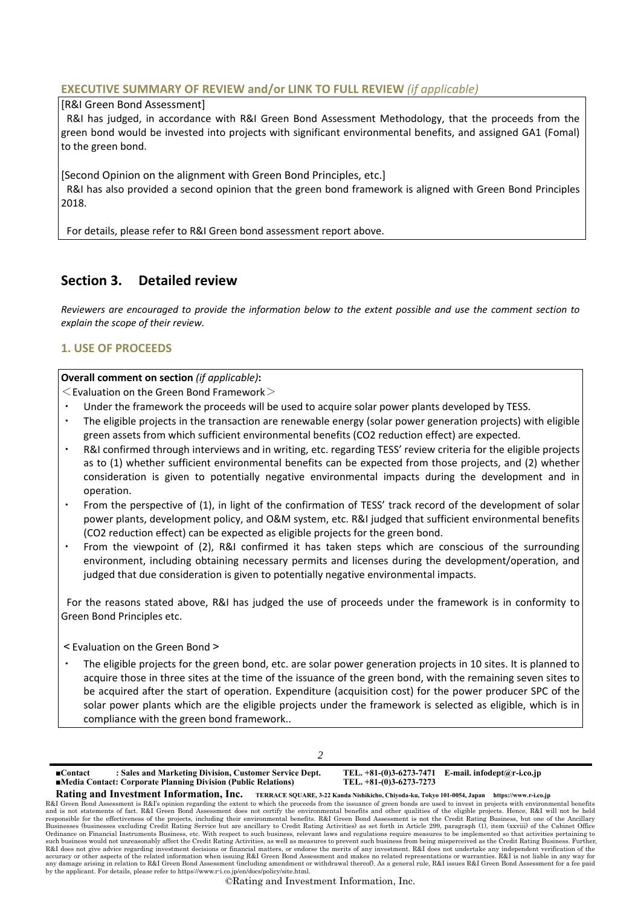### EXECUTIVE SUMMARY OF REVIEW and/or LINK TO FULL REVIEW *(if applicable)*

[R&I Green Bond Assessment]

R&I has judged, in accordance with R&I Green Bond Assessment Methodology, that the proceeds from the green bond would be invested into projects with significant environmental benefits, and assigned GA1 (Fomal) to the green bond.

[Second Opinion on the alignment with Green Bond Principles, etc.]

R&I has also provided a second opinion that the green bond framework is aligned with Green Bond Principles 2018.

For details, please refer to R&I Green bond assessment report above.

## Section 3. Detailed review

*Reviewers are encouraged to provide the information below to the extent possible and use the comment section to explain the scope of their review.*

### 1. USE OF PROCEEDS

**Overall comment on section** *(if applicable)***:**

＜Evaluation on the Green Bond Framework＞

- Under the framework the proceeds will be used to acquire solar power plants developed by TESS.
- The eligible projects in the transaction are renewable energy (solar power generation projects) with eligible green assets from which sufficient environmental benefits (CO2 reduction effect) are expected.
- R&I confirmed through interviews and in writing, etc. regarding TESS' review criteria for the eligible projects as to (1) whether sufficient environmental benefits can be expected from those projects, and (2) whether consideration is given to potentially negative environmental impacts during the development and in operation.
- From the perspective of (1), in light of the confirmation of TESS' track record of the development of solar power plants, development policy, and O&M system, etc. R&I judged that sufficient environmental benefits (CO2 reduction effect) can be expected as eligible projects for the green bond.
- From the viewpoint of (2), R&I confirmed it has taken steps which are conscious of the surrounding environment, including obtaining necessary permits and licenses during the development/operation, and judged that due consideration is given to potentially negative environmental impacts.

For the reasons stated above, R&I has judged the use of proceeds under the framework is in conformity to Green Bond Principles etc.

＜Evaluation on the Green Bond＞

- The eligible projects for the green bond, etc. are solar power generation projects in 10 sites. It is planned to acquire those in three sites at the time of the issuance of the green bond, with the remaining seven sites to be acquired after the start of operation. Expenditure (acquisition cost) for the power producer SPC of the solar power plants which are the eligible projects under the framework is selected as eligible, which is in compliance with the green bond framework..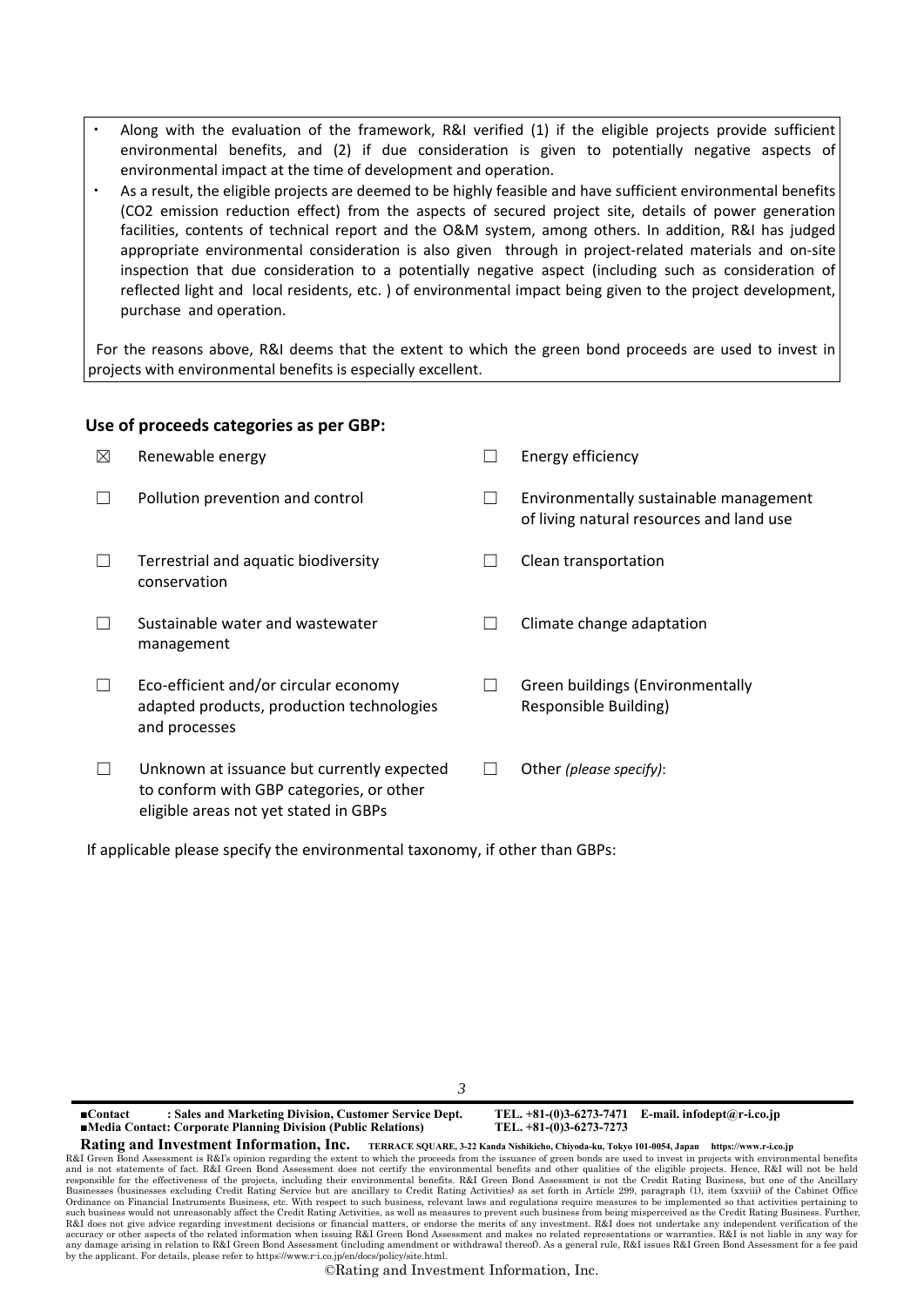- Along with the evaluation of the framework, R&I verified (1) if the eligible projects provide sufficient environmental benefits, and (2) if due consideration is given to potentially negative aspects of environmental impact at the time of development and operation.
- As a result, the eligible projects are deemed to be highly feasible and have sufficient environmental benefits ($CO_2$ emission reduction effect) from the aspects of secured project site, details of power generation facilities, contents of technical report and the O&M system, among others. In addition, R&I has judged appropriate environmental consideration is also given through in project-related materials and on-site inspection that due consideration to a potentially negative aspect (including such as consideration of reflected light and local residents, etc. ) of environmental impact being given to the project development, purchase and operation.

For the reasons above, R&I deems that the extent to which the green bond proceeds are used to invest in projects with environmental benefits is especially excellent.

**Use of proceeds categories as per GBP:**

| | | | |
|---|---|---|---|
| ☒ | Renewable energy | ☐ | Energy efficiency |
| ☐ | Pollution prevention and control | ☐ | Environmentally sustainable management of living natural resources and land use |
| ☐ | Terrestrial and aquatic biodiversity conservation | ☐ | Clean transportation |
| ☐ | Sustainable water and wastewater management | ☐ | Climate change adaptation |
| ☐ | Eco-efficient and/or circular economy adapted products, production technologies and processes | ☐ | Green buildings (Environmentally Responsible Building) |
| ☐ | Unknown at issuance but currently expected to conform with GBP categories, or other eligible areas not yet stated in GBPs | ☐ | Other *(please specify)*: |

If applicable please specify the environmental taxonomy, if other than GBPs: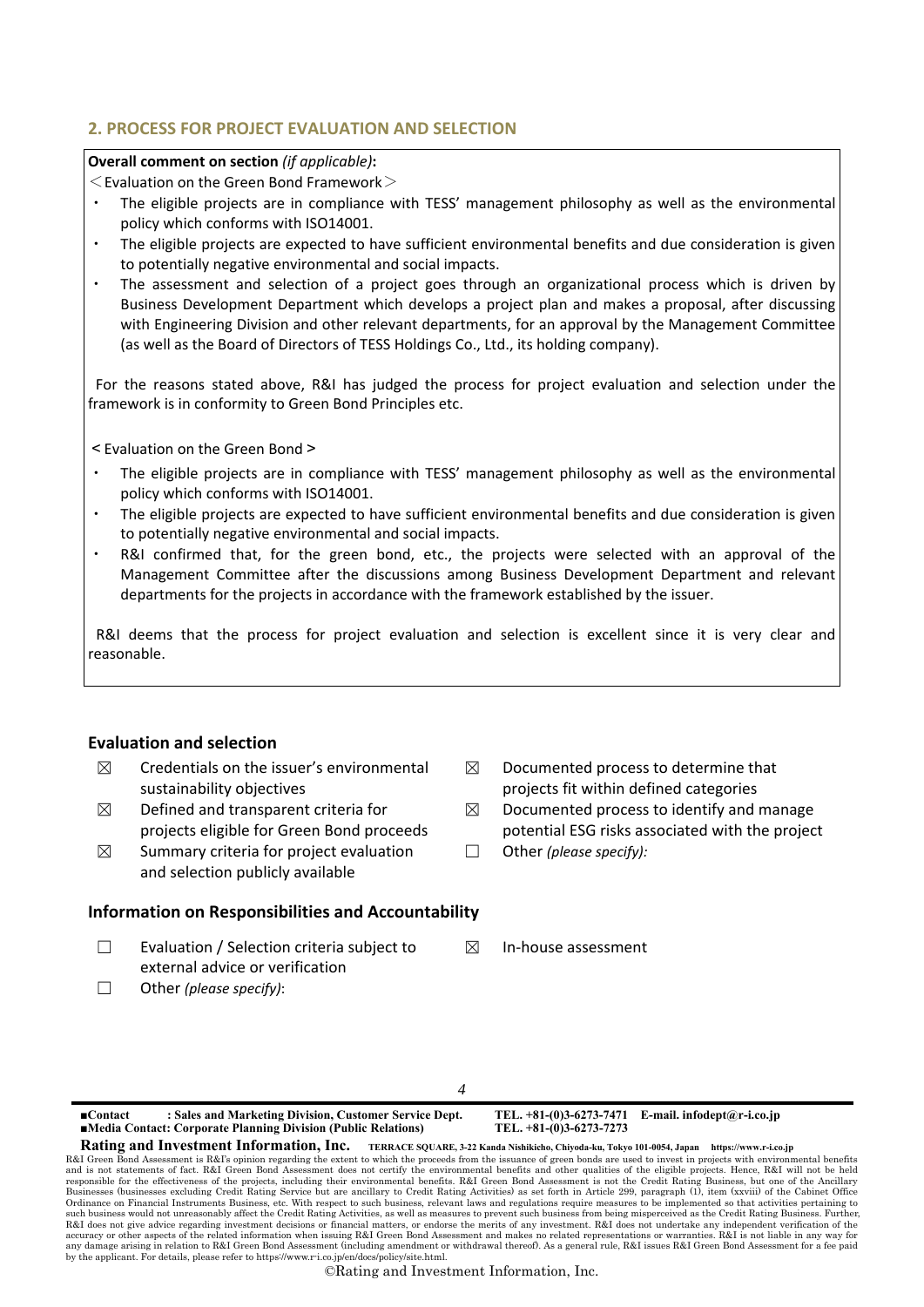## 2. PROCESS FOR PROJECT EVALUATION AND SELECTION

**Overall comment on section** *(if applicable)***:**

＜Evaluation on the Green Bond Framework＞

- The eligible projects are in compliance with TESS' management philosophy as well as the environmental policy which conforms with ISO14001.
- The eligible projects are expected to have sufficient environmental benefits and due consideration is given to potentially negative environmental and social impacts.
- The assessment and selection of a project goes through an organizational process which is driven by Business Development Department which develops a project plan and makes a proposal, after discussing with Engineering Division and other relevant departments, for an approval by the Management Committee (as well as the Board of Directors of TESS Holdings Co., Ltd., its holding company).

For the reasons stated above, R&I has judged the process for project evaluation and selection under the framework is in conformity to Green Bond Principles etc.

< Evaluation on the Green Bond >

- The eligible projects are in compliance with TESS' management philosophy as well as the environmental policy which conforms with ISO14001.
- The eligible projects are expected to have sufficient environmental benefits and due consideration is given to potentially negative environmental and social impacts.
- R&I confirmed that, for the green bond, etc., the projects were selected with an approval of the Management Committee after the discussions among Business Development Department and relevant departments for the projects in accordance with the framework established by the issuer.

R&I deems that the process for project evaluation and selection is excellent since it is very clear and reasonable.

### Evaluation and selection

- ☒ Credentials on the issuer's environmental sustainability objectives
- ☒ Defined and transparent criteria for projects eligible for Green Bond proceeds
- ☒ Summary criteria for project evaluation and selection publicly available
- ☒ Documented process to determine that projects fit within defined categories
- ☒ Documented process to identify and manage potential ESG risks associated with the project
- ☐ Other *(please specify):*

### Information on Responsibilities and Accountability

- ☐ Evaluation / Selection criteria subject to external advice or verification
- ☐ Other *(please specify)*:
- ☒ In-house assessment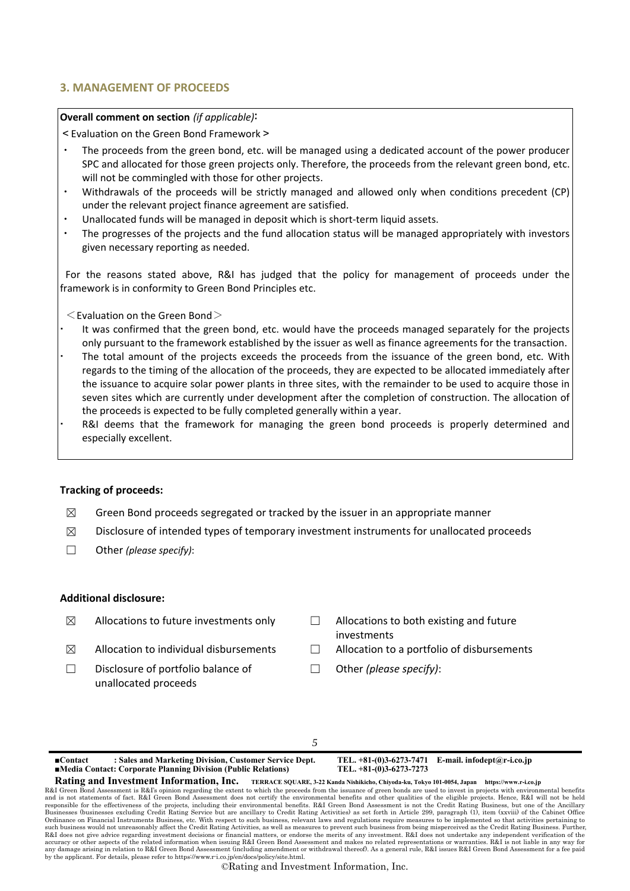## 3. MANAGEMENT OF PROCEEDS

**Overall comment on section** *(if applicable)*:

< Evaluation on the Green Bond Framework >

- The proceeds from the green bond, etc. will be managed using a dedicated account of the power producer SPC and allocated for those green projects only. Therefore, the proceeds from the relevant green bond, etc. will not be commingled with those for other projects.
- Withdrawals of the proceeds will be strictly managed and allowed only when conditions precedent (CP) under the relevant project finance agreement are satisfied.
- Unallocated funds will be managed in deposit which is short-term liquid assets.
- The progresses of the projects and the fund allocation status will be managed appropriately with investors given necessary reporting as needed.

For the reasons stated above, R&I has judged that the policy for management of proceeds under the framework is in conformity to Green Bond Principles etc.

＜Evaluation on the Green Bond＞

- It was confirmed that the green bond, etc. would have the proceeds managed separately for the projects only pursuant to the framework established by the issuer as well as finance agreements for the transaction.
- The total amount of the projects exceeds the proceeds from the issuance of the green bond, etc. With regards to the timing of the allocation of the proceeds, they are expected to be allocated immediately after the issuance to acquire solar power plants in three sites, with the remainder to be used to acquire those in seven sites which are currently under development after the completion of construction. The allocation of the proceeds is expected to be fully completed generally within a year.
- R&I deems that the framework for managing the green bond proceeds is properly determined and especially excellent.

**Tracking of proceeds:**

☒ Green Bond proceeds segregated or tracked by the issuer in an appropriate manner

☒ Disclosure of intended types of temporary investment instruments for unallocated proceeds

☐ Other *(please specify)*:

**Additional disclosure:**

☒ Allocations to future investments only

☐ Allocations to both existing and future investments

☒ Allocation to individual disbursements

☐ Allocation to a portfolio of disbursements

☐ Disclosure of portfolio balance of unallocated proceeds

☐ Other *(please specify)*: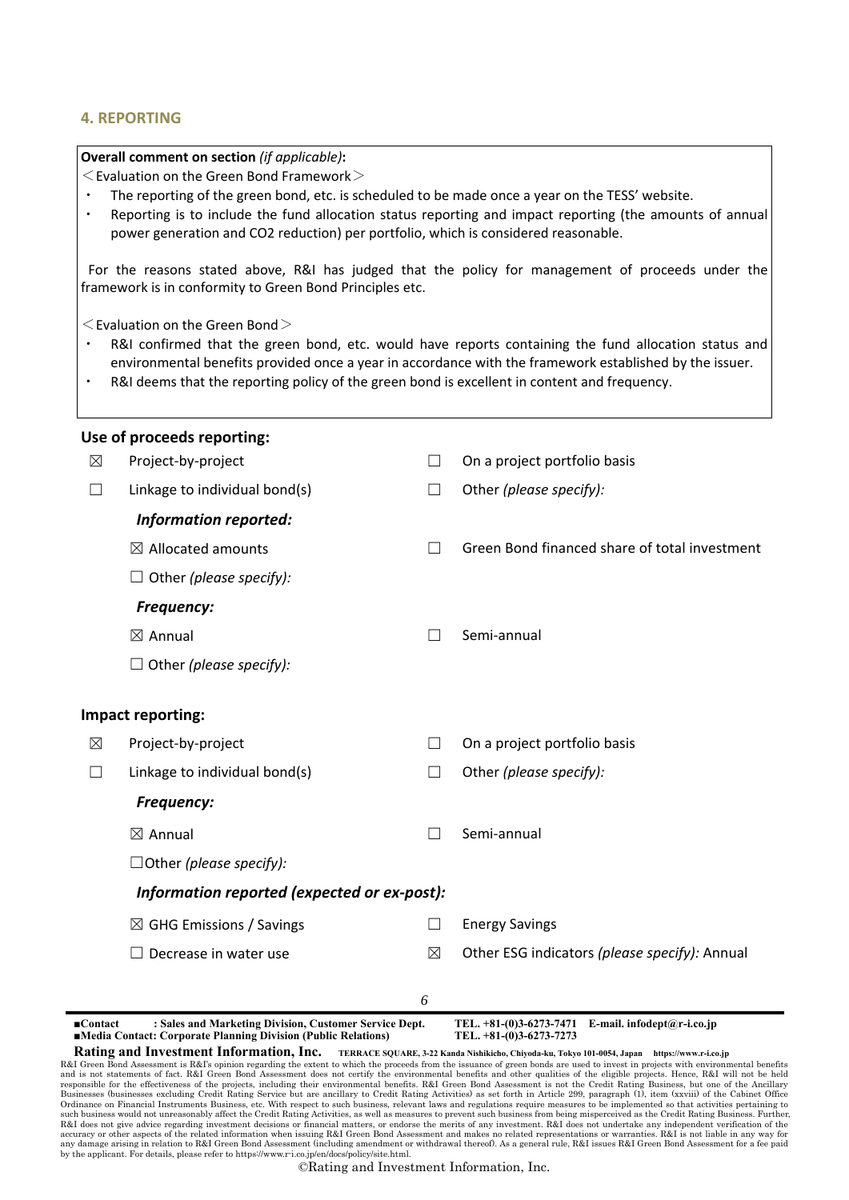## 4. REPORTING

**Overall comment on section** *(if applicable)***:**

＜Evaluation on the Green Bond Framework＞

- The reporting of the green bond, etc. is scheduled to be made once a year on the TESS' website.
- Reporting is to include the fund allocation status reporting and impact reporting (the amounts of annual power generation and $CO_2$ reduction) per portfolio, which is considered reasonable.

For the reasons stated above, R&I has judged that the policy for management of proceeds under the framework is in conformity to Green Bond Principles etc.

＜Evaluation on the Green Bond＞

- R&I confirmed that the green bond, etc. would have reports containing the fund allocation status and environmental benefits provided once a year in accordance with the framework established by the issuer.
- R&I deems that the reporting policy of the green bond is excellent in content and frequency.

**Use of proceeds reporting:**

| | | | |
|---|---|---|---|
| ☒ | Project-by-project | ☐ | On a project portfolio basis |
| ☐ | Linkage to individual bond(s) | ☐ | Other *(please specify):* |

***Information reported:***

| | |
|---|---|
| ☒ Allocated amounts | ☐ Green Bond financed share of total investment |
| ☐ Other *(please specify):* | |

***Frequency:***

| | |
|---|---|
| ☒ Annual | ☐ Semi-annual |
| ☐ Other *(please specify):* | |

**Impact reporting:**

| | | | |
|---|---|---|---|
| ☒ | Project-by-project | ☐ | On a project portfolio basis |
| ☐ | Linkage to individual bond(s) | ☐ | Other *(please specify):* |

***Frequency:***

| | |
|---|---|
| ☒ Annual | ☐ Semi-annual |
| ☐Other *(please specify):* | |

***Information reported (expected or ex-post):***

| | |
|---|---|
| ☒ GHG Emissions / Savings | ☐ Energy Savings |
| ☐ Decrease in water use | ☒ Other ESG indicators *(please specify):* Annual |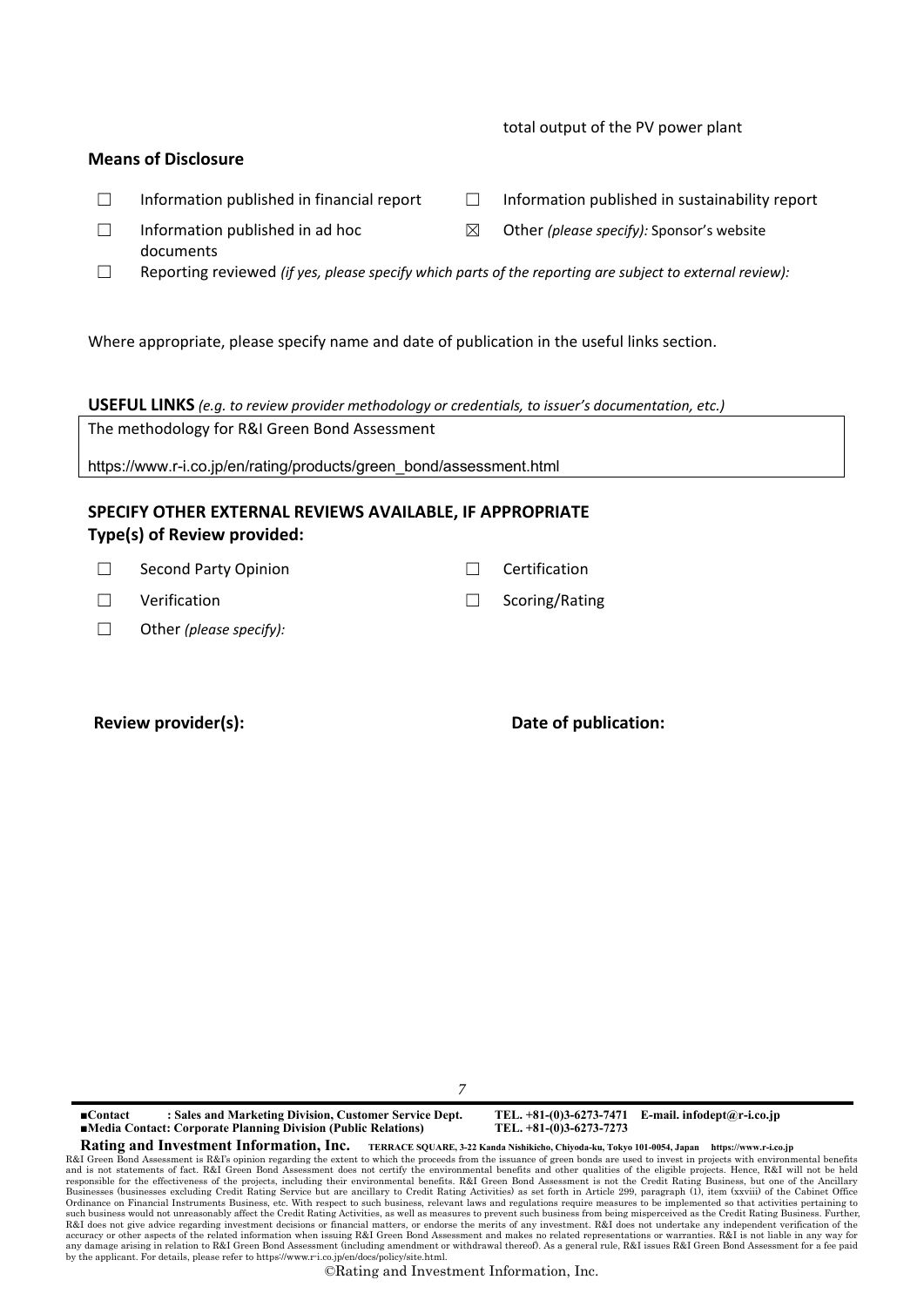total output of the PV power plant

**Means of Disclosure**

- ☐ Information published in financial report
- ☐ Information published in sustainability report
- ☐ Information published in ad hoc documents
- ☒ Other *(please specify):* Sponsor's website
- ☐ Reporting reviewed *(if yes, please specify which parts of the reporting are subject to external review):*

Where appropriate, please specify name and date of publication in the useful links section.

**USEFUL LINKS** *(e.g. to review provider methodology or credentials, to issuer's documentation, etc.)*

| The methodology for R&I Green Bond Assessment<br>https://www.r-i.co.jp/en/rating/products/green_bond/assessment.html |
|---|

## SPECIFY OTHER EXTERNAL REVIEWS AVAILABLE, IF APPROPRIATE

**Type(s) of Review provided:**

- ☐ Second Party Opinion
- ☐ Certification
- ☐ Verification
- ☐ Scoring/Rating
- ☐ Other *(please specify):*

**Review provider(s):** **Date of publication:**

■Contact : Sales and Marketing Division, Customer Service Dept. TEL. +81-(0)3-6273-7471 E-mail. infodept@r-i.co.jp
■Media Contact: Corporate Planning Division (Public Relations) TEL. +81-(0)3-6273-7273

**Rating and Investment Information, Inc.** TERRACE SQUARE, 3-22 Kanda Nishikicho, Chiyoda-ku, Tokyo 101-0054, Japan https://www.r-i.co.jp

R&I Green Bond Assessment is R&I's opinion regarding the extent to which the proceeds from the issuance of green bonds are used to invest in projects with environmental benefits and is not statements of fact. R&I Green Bond Assessment does not certify the environmental benefits and other qualities of the eligible projects. Hence, R&I will not be held responsible for the effectiveness of the projects, including their environmental benefits. R&I Green Bond Assessment is not the Credit Rating Business, but one of the Ancillary Businesses (businesses excluding Credit Rating Service but are ancillary to Credit Rating Activities) as set forth in Article 299, paragraph (1), item (xxviii) of the Cabinet Office Ordinance on Financial Instruments Business, etc. With respect to such business, relevant laws and regulations require measures to be implemented so that activities pertaining to such business would not unreasonably affect the Credit Rating Activities, as well as measures to prevent such business from being misperceived as the Credit Rating Business. Further, R&I does not give advice regarding investment decisions or financial matters, or endorse the merits of any investment. R&I does not undertake any independent verification of the accuracy or other aspects of the related information when issuing R&I Green Bond Assessment and makes no related representations or warranties. R&I is not liable in any way for any damage arising in relation to R&I Green Bond Assessment (including amendment or withdrawal thereof). As a general rule, R&I issues R&I Green Bond Assessment for a fee paid by the applicant. For details, please refer to https://www.r-i.co.jp/en/docs/policy/site.html.

©Rating and Investment Information, Inc.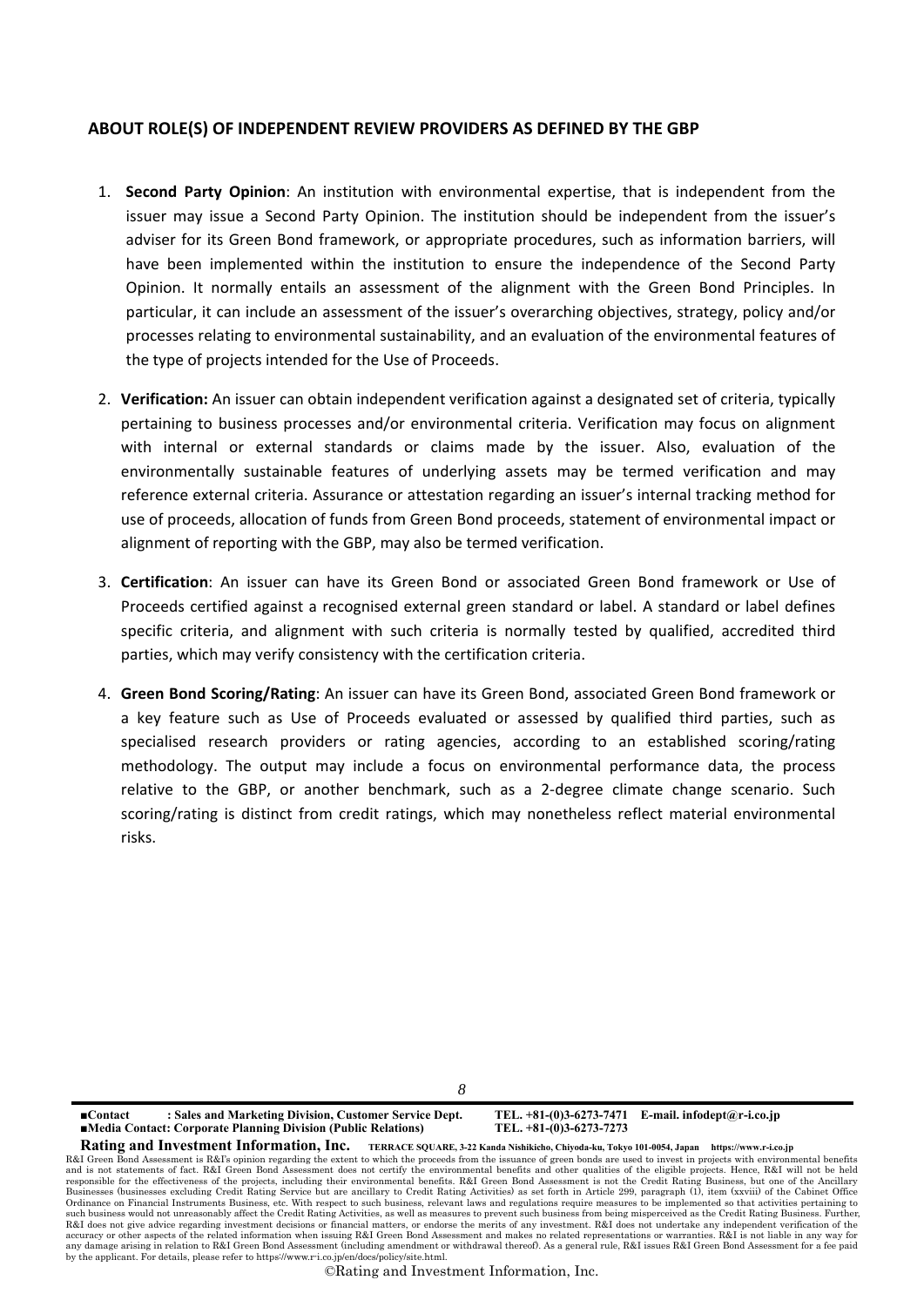## ABOUT ROLE(S) OF INDEPENDENT REVIEW PROVIDERS AS DEFINED BY THE GBP

1. **Second Party Opinion**: An institution with environmental expertise, that is independent from the issuer may issue a Second Party Opinion. The institution should be independent from the issuer's adviser for its Green Bond framework, or appropriate procedures, such as information barriers, will have been implemented within the institution to ensure the independence of the Second Party Opinion. It normally entails an assessment of the alignment with the Green Bond Principles. In particular, it can include an assessment of the issuer's overarching objectives, strategy, policy and/or processes relating to environmental sustainability, and an evaluation of the environmental features of the type of projects intended for the Use of Proceeds.

2. **Verification:** An issuer can obtain independent verification against a designated set of criteria, typically pertaining to business processes and/or environmental criteria. Verification may focus on alignment with internal or external standards or claims made by the issuer. Also, evaluation of the environmentally sustainable features of underlying assets may be termed verification and may reference external criteria. Assurance or attestation regarding an issuer's internal tracking method for use of proceeds, allocation of funds from Green Bond proceeds, statement of environmental impact or alignment of reporting with the GBP, may also be termed verification.

3. **Certification**: An issuer can have its Green Bond or associated Green Bond framework or Use of Proceeds certified against a recognised external green standard or label. A standard or label defines specific criteria, and alignment with such criteria is normally tested by qualified, accredited third parties, which may verify consistency with the certification criteria.

4. **Green Bond Scoring/Rating**: An issuer can have its Green Bond, associated Green Bond framework or a key feature such as Use of Proceeds evaluated or assessed by qualified third parties, such as specialised research providers or rating agencies, according to an established scoring/rating methodology. The output may include a focus on environmental performance data, the process relative to the GBP, or another benchmark, such as a 2-degree climate change scenario. Such scoring/rating is distinct from credit ratings, which may nonetheless reflect material environmental risks.

■Contact : Sales and Marketing Division, Customer Service Dept. TEL. +81-(0)3-6273-7471 E-mail. infodept@r-i.co.jp
■Media Contact: Corporate Planning Division (Public Relations) TEL. +81-(0)3-6273-7273

**Rating and Investment Information, Inc.** TERRACE SQUARE, 3-22 Kanda Nishikicho, Chiyoda-ku, Tokyo 101-0054, Japan https://www.r-i.co.jp

R&I Green Bond Assessment is R&I's opinion regarding the extent to which the proceeds from the issuance of green bonds are used to invest in projects with environmental benefits and is not statements of fact. R&I Green Bond Assessment does not certify the environmental benefits and other qualities of the eligible projects. Hence, R&I will not be held responsible for the effectiveness of the projects, including their environmental benefits. R&I Green Bond Assessment is not the Credit Rating Business, but one of the Ancillary Businesses (businesses excluding Credit Rating Service but are ancillary to Credit Rating Activities) as set forth in Article 299, paragraph (1), item (xxviii) of the Cabinet Office Ordinance on Financial Instruments Business, etc. With respect to such business, relevant laws and regulations require measures to be implemented so that activities pertaining to such business would not unreasonably affect the Credit Rating Activities, as well as measures to prevent such business from being misperceived as the Credit Rating Business. Further, R&I does not give advice regarding investment decisions or financial matters, or endorse the merits of any investment. R&I does not undertake any independent verification of the accuracy or other aspects of the related information when issuing R&I Green Bond Assessment and makes no related representations or warranties. R&I is not liable in any way for any damage arising in relation to R&I Green Bond Assessment (including amendment or withdrawal thereof). As a general rule, R&I issues R&I Green Bond Assessment for a fee paid by the applicant. For details, please refer to https://www.r-i.co.jp/en/docs/policy/site.html.

©Rating and Investment Information, Inc.